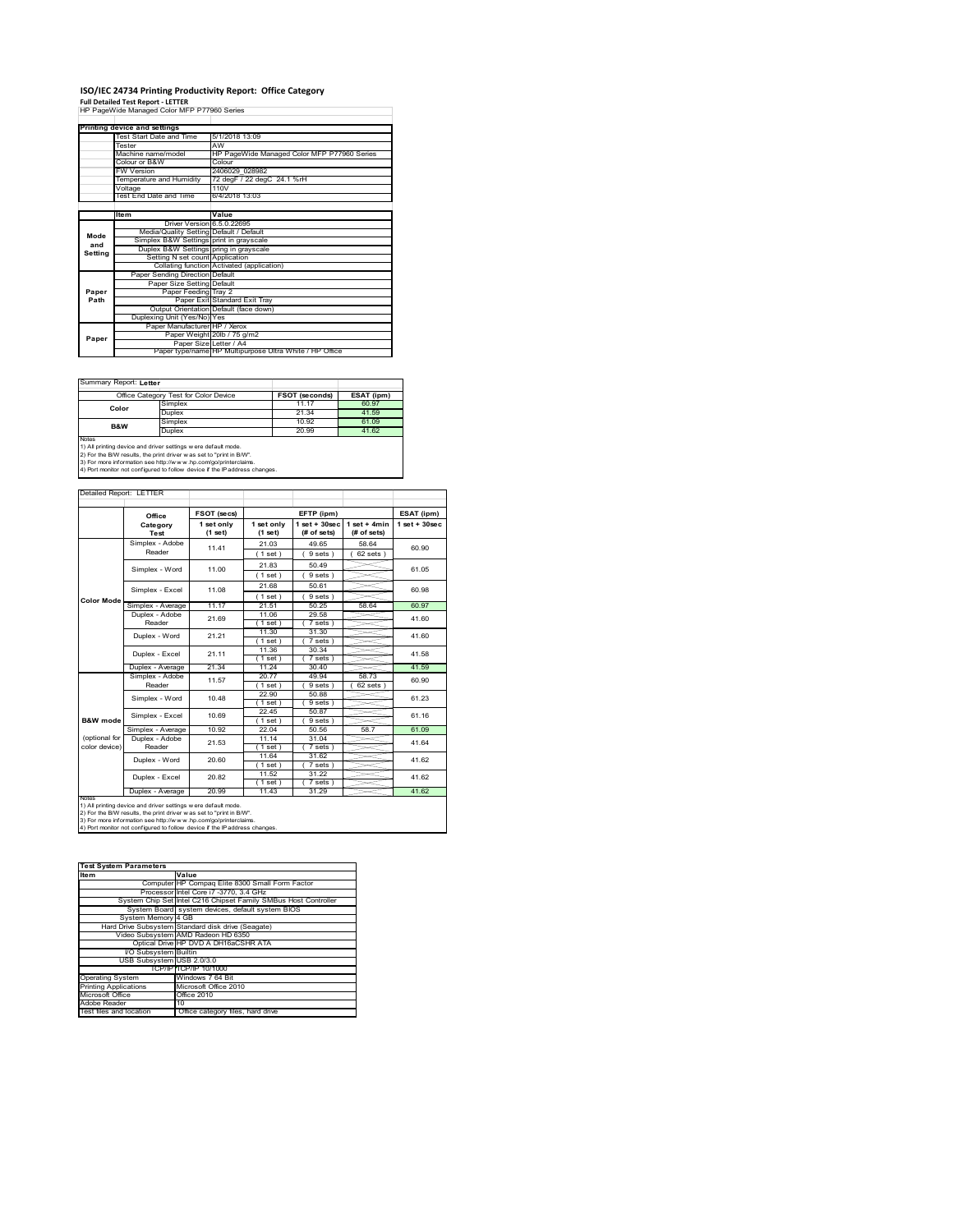# ISO/IEC 24734 Printing Productivity Report: Office Category

**Full Detailed Test Report - LETTER**

HP PageWide Managed Color MFP P77960 Series

| Printing device and settings | |
|---|---|
| Test Start Date and Time | 5/1/2018 13:09 |
| Tester | AW |
| Machine name/model | HP PageWide Managed Color MFP P77960 Series |
| Colour or B&W | Colour |
| FW Version | 2406029_028982 |
| Temperature and Humidity | 72 degF / 22 degC 24.1 %rH |
| Voltage | 110V |
| Test End Date and Time | 6/4/2018 13:03 |

| | Item | Value |
|---|---|---|
| Mode and Setting | Driver Version | 6.5.0.22695 |
| | Media/Quality Setting | Default / Default |
| | Simplex B&W Settings | print in grayscale |
| | Duplex B&W Settings | pring in grayscale |
| | Setting N set count | Application |
| | Collating function | Activated (application) |
| Paper Path | Paper Sending Direction | Default |
| | Paper Size Setting | Default |
| | Paper Feeding | Tray 2 |
| | Paper Exit | Standard Exit Tray |
| | Output Orientation | Default (face down) |
| | Duplexing Unit (Yes/No) | Yes |
| Paper | Paper Manufacturer | HP / Xerox |
| | Paper Weight | 20lb / 75 g/m2 |
| | Paper Size | Letter / A4 |
| | Paper type/name | HP Multipurpose Ultra White / HP Office |

Summary Report: **Letter**

| Office Category Test for Color Device | | FSOT (seconds) | ESAT (ipm) |
|---|---|---|---|
| Color | Simplex | 11.17 | 60.97 |
| | Duplex | 21.34 | 41.59 |
| B&W | Simplex | 10.92 | 61.09 |
| | Duplex | 20.99 | 41.62 |

Notes
1) All printing device and driver settings were default mode.
2) For the B/W results, the print driver was set to "print in B/W".
3) For more information see http://www.hp.com/go/printerclaims.
4) Port monitor not configured to follow device if the IP address changes.

Detailed Report: LETTER

| | Office Category Test | FSOT (secs) 1 set only (1 set) | EFTP (ipm) 1 set only (1 set) | EFTP (ipm) 1 set + 30sec (# of sets) | EFTP (ipm) 1 set + 4min (# of sets) | ESAT (ipm) 1 set + 30sec |
|---|---|---|---|---|---|---|
| Color Mode | Simplex - Adobe Reader | 11.41 | 21.03 (1 set) | 49.65 (9 sets) | 58.64 (62 sets) | 60.90 |
| | Simplex - Word | 11.00 | 21.83 (1 set) | 50.49 (9 sets) | | 61.05 |
| | Simplex - Excel | 11.08 | 21.68 (1 set) | 50.61 (9 sets) | | 60.98 |
| | Simplex - Average | 11.17 | 21.51 | 50.25 | 58.64 | 60.97 |
| | Duplex - Adobe Reader | 21.69 | 11.06 (1 set) | 29.58 (7 sets) | | 41.60 |
| | Duplex - Word | 21.21 | 11.30 (1 set) | 31.30 (7 sets) | | 41.60 |
| | Duplex - Excel | 21.11 | 11.36 (1 set) | 30.34 (7 sets) | | 41.58 |
| | Duplex - Average | 21.34 | 11.24 | 30.40 | | 41.59 |
| B&W mode (optional for color device) | Simplex - Adobe Reader | 11.57 | 20.77 (1 set) | 49.94 (9 sets) | 58.73 (62 sets) | 60.90 |
| | Simplex - Word | 10.48 | 22.90 (1 set) | 50.88 (9 sets) | | 61.23 |
| | Simplex - Excel | 10.69 | 22.45 (1 set) | 50.87 (9 sets) | | 61.16 |
| | Simplex - Average | 10.92 | 22.04 | 50.56 | 58.7 | 61.09 |
| | Duplex - Adobe Reader | 21.53 | 11.14 (1 set) | 31.04 (7 sets) | | 41.64 |
| | Duplex - Word | 20.60 | 11.64 (1 set) | 31.62 (7 sets) | | 41.62 |
| | Duplex - Excel | 20.82 | 11.52 (1 set) | 31.22 (7 sets) | | 41.62 |
| | Duplex - Average | 20.99 | 11.43 | 31.29 | | 41.62 |

Notes
1) All printing device and driver settings were default mode.
2) For the B/W results, the print driver was set to "print in B/W".
3) For more information see http://www.hp.com/go/printerclaims.
4) Port monitor not configured to follow device if the IP address changes.

| Test System Parameters | |
|---|---|
| **Item** | **Value** |
| Computer | HP Compaq Elite 8300 Small Form Factor |
| Processor | Intel Core i7 -3770, 3.4 GHz |
| System Chip Set | Intel C216 Chipset Family SMBus Host Controller |
| System Board | system devices, default system BIOS |
| System Memory | 4 GB |
| Hard Drive Subsystem | Standard disk drive (Seagate) |
| Video Subsystem | AMD Radeon HD 6350 |
| Optical Drive | HP DVD A DH16aCSHR ATA |
| I/O Subsystem | Builtin |
| USB Subsystem | USB 2.0/3.0 |
| TCP/IP | TCP/IP 10/1000 |
| Operating System | Windows 7 64 Bit |
| Printing Applications | Microsoft Office 2010 |
| Microsoft Office | Office 2010 |
| Adobe Reader | 10 |
| Test files and location | Office category files, hard drive |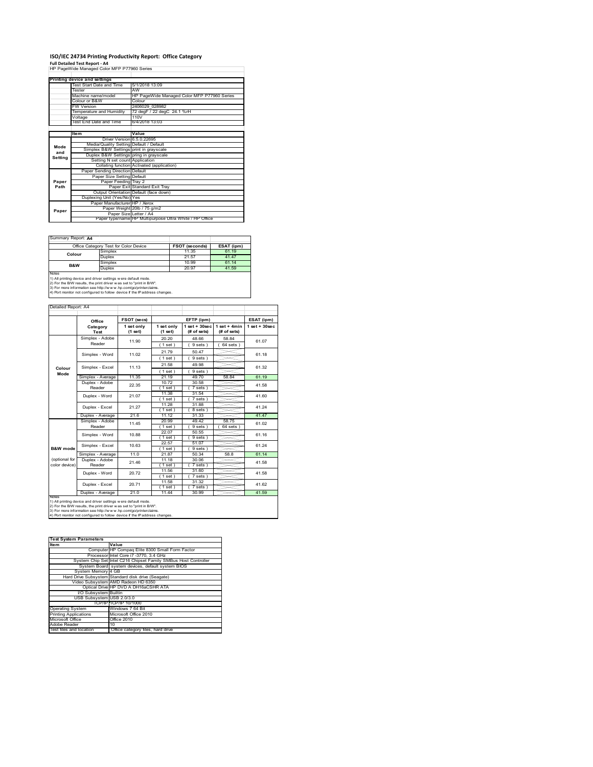# ISO/IEC 24734 Printing Productivity Report: Office Category

**Full Detailed Test Report - A4**

HP PageWide Managed Color MFP P77960 Series

| Printing device and settings | |
|---|---|
| Test Start Date and Time | 5/1/2018 13:09 |
| Tester | AW |
| Machine name/model | HP PageWide Managed Color MFP P77960 Series |
| Colour or B&W | Colour |
| FW Version | 2406029_028982 |
| Temperature and Humidity | 72 degF / 22 degC 24.1 %rH |
| Voltage | 110V |
| Test End Date and Time | 6/4/2018 13:03 |

| | Item | Value |
|---|---|---|
| Mode and Setting | Driver Version | 6.5.0.22695 |
| | Media/Quality Setting | Default / Default |
| | Simplex B&W Settings | print in grayscale |
| | Duplex B&W Settings | pring in grayscale |
| | Setting N set count | Application |
| | Collating function | Activated (application) |
| Paper Path | Paper Sending Direction | Default |
| | Paper Size Setting | Default |
| | Paper Feeding | Tray 2 |
| | Paper Exit | Standard Exit Tray |
| | Output Orientation | Default (face down) |
| | Duplexing Unit (Yes/No) | Yes |
| Paper | Paper Manufacturer | HP / Xerox |
| | Paper Weight | 20lb / 75 g/m2 |
| | Paper Size | Letter / A4 |
| | Paper type/name | HP Multipurpose Ultra White / HP Office |

Summary Report: **A4**

| Office Category Test for Color Device | | FSOT (seconds) | ESAT (ipm) |
|---|---|---|---|
| Colour | Simplex | 11.35 | 61.19 |
| | Duplex | 21.57 | 41.47 |
| B&W | Simplex | 10.99 | 61.14 |
| | Duplex | 20.97 | 41.59 |

Notes
1) All printing device and driver settings were default mode.
2) For the B/W results, the print driver was set to "print in B/W".
3) For more information see http://www.hp.com/go/printerclaims.
4) Port monitor not configured to follow device if the IP address changes.

Detailed Report: A4

| | Office Category Test | FSOT (secs) 1 set only (1 set) | EFTP (ipm) 1 set only (1 set) | EFTP (ipm) 1 set + 30sec (# of sets) | EFTP (ipm) 1 set + 4min (# of sets) | ESAT (ipm) 1 set + 30sec |
|---|---|---|---|---|---|---|
| Colour Mode | Simplex - Adobe Reader | 11.90 | 20.20 (1 set) | 48.66 (9 sets) | 58.84 (64 sets) | 61.07 |
| | Simplex - Word | 11.02 | 21.79 (1 set) | 50.47 (9 sets) | | 61.18 |
| | Simplex - Excel | 11.13 | 21.58 (1 set) | 49.98 (9 sets) | | 61.32 |
| | Simplex - Average | 11.35 | 21.19 | 49.70 | 58.84 | 61.19 |
| | Duplex - Adobe Reader | 22.35 | 10.72 (1 set) | 30.58 (7 sets) | | 41.58 |
| | Duplex - Word | 21.07 | 11.38 (1 set) | 31.54 (7 sets) | | 41.60 |
| | Duplex - Excel | 21.27 | 11.28 (1 set) | 31.88 (8 sets) | | 41.24 |
| | Duplex - Average | 21.6 | 11.12 | 31.33 | | 41.47 |
| B&W mode (optional for color device) | Simplex - Adobe Reader | 11.45 | 20.99 (1 set) | 49.42 (9 sets) | 58.75 (64 sets) | 61.02 |
| | Simplex - Word | 10.88 | 22.07 (1 set) | 50.55 (9 sets) | | 61.16 |
| | Simplex - Excel | 10.63 | 22.57 (1 set) | 51.07 (9 sets) | | 61.24 |
| | Simplex - Average | 11.0 | 21.87 | 50.34 | 58.8 | 61.14 |
| | Duplex - Adobe Reader | 21.46 | 11.18 (1 set) | 30.06 (7 sets) | | 41.58 |
| | Duplex - Word | 20.72 | 11.56 (1 set) | 31.60 (7 sets) | | 41.58 |
| | Duplex - Excel | 20.71 | 11.58 (1 set) | 31.32 (7 sets) | | 41.62 |
| | Duplex - Average | 21.0 | 11.44 | 30.99 | | 41.59 |

Notes
1) All printing device and driver settings were default mode.
2) For the B/W results, the print driver was set to "print in B/W".
3) For more information see http://www.hp.com/go/printerclaims.
4) Port monitor not configured to follow device if the IP address changes.

| Test System Parameters | |
|---|---|
| **Item** | **Value** |
| Computer | HP Compaq Elite 8300 Small Form Factor |
| Processor | Intel Core i7 -3770, 3.4 GHz |
| System Chip Set | Intel C216 Chipset Family SMBus Host Controller |
| System Board | system devices, default system BIOS |
| System Memory | 4 GB |
| Hard Drive Subsystem | Standard disk drive (Seagate) |
| Video Subsystem | AMD Radeon HD 6350 |
| Optical Drive | HP DVD A DH16aCSHR ATA |
| I/O Subsystem | Builtin |
| USB Subsystem | USB 2.0/3.0 |
| TCP/IP | TCP/IP 10/1000 |
| Operating System | Windows 7 64 Bit |
| Printing Applications | Microsoft Office 2010 |
| Microsoft Office | Office 2010 |
| Adobe Reader | 10 |
| Test files and location | Office category files, hard drive |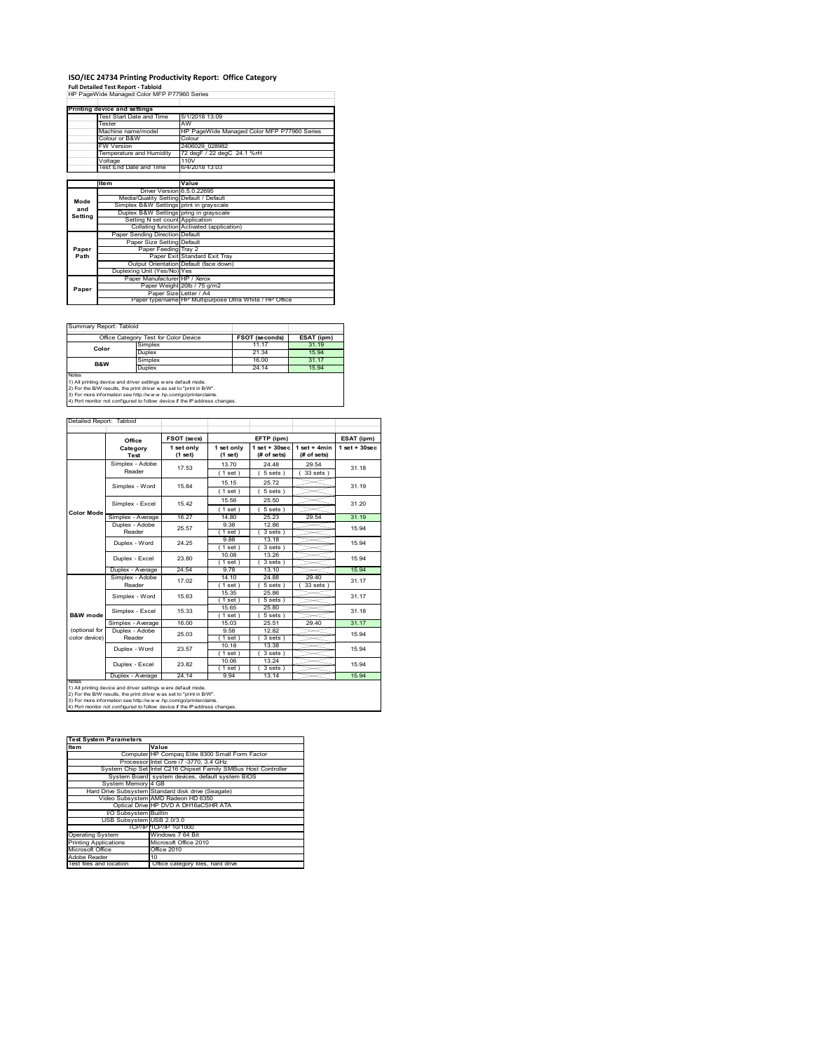# ISO/IEC 24734 Printing Productivity Report: Office Category

**Full Detailed Test Report - Tabloid**

HP PageWide Managed Color MFP P77960 Series

| Printing device and settings | |
|---|---|
| Test Start Date and Time | 5/1/2018 13:09 |
| Tester | AW |
| Machine name/model | HP PageWide Managed Color MFP P77960 Series |
| Colour or B&W | Colour |
| FW Version | 2406029_028982 |
| Temperature and Humidity | 72 degF / 22 degC 24.1 %rH |
| Voltage | 110V |
| Test End Date and Time | 6/4/2018 13:03 |

| | Item | Value |
|---|---|---|
| Mode and Setting | Driver Version | 6.5.0.22695 |
| | Media/Quality Setting | Default / Default |
| | Simplex B&W Settings | print in grayscale |
| | Duplex B&W Settings | pring in grayscale |
| | Setting N set count | Application |
| | Collating function | Activated (application) |
| Paper Path | Paper Sending Direction | Default |
| | Paper Size Setting | Default |
| | Paper Feeding | Tray 2 |
| | Paper Exit | Standard Exit Tray |
| | Output Orientation | Default (face down) |
| | Duplexing Unit (Yes/No) | Yes |
| Paper | Paper Manufacturer | HP / Xerox |
| | Paper Weight | 20lb / 75 g/m2 |
| | Paper Size | Letter / A4 |
| | Paper type/name | HP Multipurpose Ultra White / HP Office |

Summary Report: Tabloid

| Office Category Test for Color Device | | FSOT (seconds) | ESAT (ipm) |
|---|---|---|---|
| Color | Simplex | 11.17 | 31.19 |
| | Duplex | 21.34 | 15.94 |
| B&W | Simplex | 16.00 | 31.17 |
| | Duplex | 24.14 | 15.94 |

Notes
1) All printing device and driver settings were default mode.
2) For the B/W results, the print driver was set to "print in B/W".
3) For more information see http://www.hp.com/go/printerclaims.
4) Port monitor not configured to follow device if the IP address changes.

Detailed Report: Tabloid

| | Office Category Test | FSOT (secs) 1 set only (1 set) | EFTP (ipm) 1 set only (1 set) | EFTP (ipm) 1 set + 30sec (# of sets) | EFTP (ipm) 1 set + 4min (# of sets) | ESAT (ipm) 1 set + 30sec |
|---|---|---|---|---|---|---|
| Color Mode | Simplex - Adobe Reader | 17.53 | 13.70 (1 set) | 24.48 (5 sets) | 29.54 (33 sets) | 31.18 |
| | Simplex - Word | 15.84 | 15.15 (1 set) | 25.72 (5 sets) | | 31.19 |
| | Simplex - Excel | 15.42 | 15.56 (1 set) | 25.50 (5 sets) | | 31.20 |
| | Simplex - Average | 16.27 | 14.80 | 25.23 | 29.54 | 31.19 |
| | Duplex - Adobe Reader | 25.57 | 9.38 (1 set) | 12.86 (3 sets) | | 15.94 |
| | Duplex - Word | 24.25 | 9.88 (1 set) | 13.18 (3 sets) | | 15.94 |
| | Duplex - Excel | 23.80 | 10.08 (1 set) | 13.26 (3 sets) | | 15.94 |
| | Duplex - Average | 24.54 | 9.78 | 13.10 | | 15.94 |
| B&W mode (optional for color device) | Simplex - Adobe Reader | 17.02 | 14.10 (1 set) | 24.88 (5 sets) | 29.40 (33 sets) | 31.17 |
| | Simplex - Word | 15.63 | 15.35 (1 set) | 25.86 (5 sets) | | 31.17 |
| | Simplex - Excel | 15.33 | 15.65 (1 set) | 25.80 (5 sets) | | 31.18 |
| | Simplex - Average | 16.00 | 15.03 | 25.51 | 29.40 | 31.17 |
| | Duplex - Adobe Reader | 25.03 | 9.58 (1 set) | 12.82 (3 sets) | | 15.94 |
| | Duplex - Word | 23.57 | 10.18 (1 set) | 13.38 (3 sets) | | 15.94 |
| | Duplex - Excel | 23.82 | 10.06 (1 set) | 13.24 (3 sets) | | 15.94 |
| | Duplex - Average | 24.14 | 9.94 | 13.14 | | 15.94 |

Notes
1) All printing device and driver settings were default mode.
2) For the B/W results, the print driver was set to "print in B/W".
3) For more information see http://www.hp.com/go/printerclaims.
4) Port monitor not configured to follow device if the IP address changes.

| Test System Parameters | |
|---|---|
| Item | Value |
| Computer | HP Compaq Elite 8300 Small Form Factor |
| Processor | Intel Core i7 -3770, 3.4 GHz |
| System Chip Set | Intel C216 Chipset Family SMBus Host Controller |
| System Board | system devices, default system BIOS |
| System Memory | 4 GB |
| Hard Drive Subsystem | Standard disk drive (Seagate) |
| Video Subsystem | AMD Radeon HD 6350 |
| Optical Drive | HP DVD A DH16aCSHR ATA |
| I/O Subsystem | Builtin |
| USB Subsystem | USB 2.0/3.0 |
| TCP/IP | TCP/IP 10/1000 |
| Operating System | Windows 7 64 Bit |
| Printing Applications | Microsoft Office 2010 |
| Microsoft Office | Office 2010 |
| Adobe Reader | 10 |
| Test files and location | Office category files, hard drive |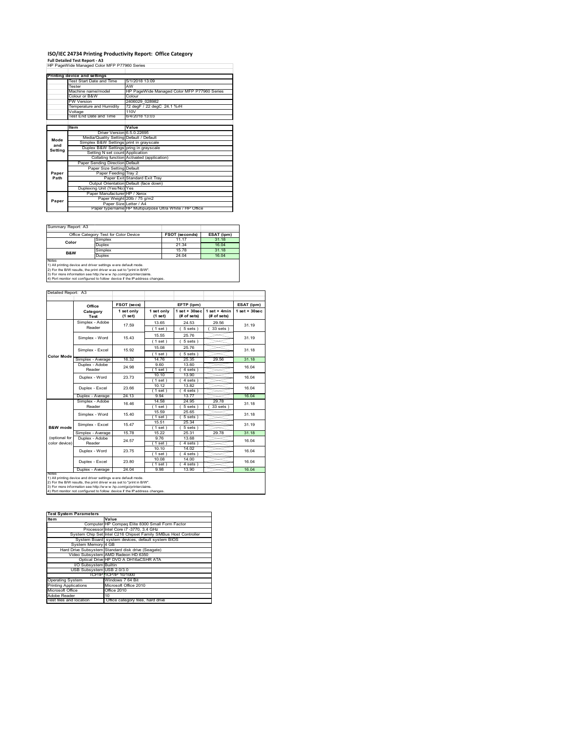# ISO/IEC 24734 Printing Productivity Report: Office Category

**Full Detailed Test Report - A3**

HP PageWide Managed Color MFP P77960 Series

| Printing device and settings | |
|---|---|
| Test Start Date and Time | 5/1/2018 13:09 |
| Tester | AW |
| Machine name/model | HP PageWide Managed Color MFP P77960 Series |
| Colour or B&W | Colour |
| FW Version | 2406029_028982 |
| Temperature and Humidity | 72 degF / 22 degC 24.1 %rH |
| Voltage | 110V |
| Test End Date and Time | 6/4/2018 13:03 |

| | Item | Value |
|---|---|---|
| Mode and Setting | Driver Version | 6.5.0.22695 |
| | Media/Quality Setting | Default / Default |
| | Simplex B&W Settings | print in grayscale |
| | Duplex B&W Settings | pring in grayscale |
| | Setting N set count | Application |
| | Collating function | Activated (application) |
| Paper Path | Paper Sending Direction | Default |
| | Paper Size Setting | Default |
| | Paper Feeding | Tray 2 |
| | Paper Exit | Standard Exit Tray |
| | Output Orientation | Default (face down) |
| | Duplexing Unit (Yes/No) | Yes |
| Paper | Paper Manufacturer | HP / Xerox |
| | Paper Weight | 20lb / 75 g/m2 |
| | Paper Size | Letter / A4 |
| | Paper type/name | HP Multipurpose Ultra White / HP Office |

Summary Report: A3

| Office Category Test for Color Device | | FSOT (seconds) | ESAT (ipm) |
|---|---|---|---|
| Color | Simplex | 11.17 | 31.18 |
| | Duplex | 21.34 | 16.04 |
| B&W | Simplex | 15.78 | 31.18 |
| | Duplex | 24.04 | 16.04 |

Notes
1) All printing device and driver settings were default mode.
2) For the B/W results, the print driver was set to "print in B/W".
3) For more information see http://www.hp.com/go/printerclaims.
4) Port monitor not configured to follow device if the IP address changes.

Detailed Report: A3

| | Office Category Test | FSOT (secs) 1 set only (1 set) | EFTP (ipm) 1 set only (1 set) | EFTP (ipm) 1 set + 30sec (# of sets) | EFTP (ipm) 1 set + 4min (# of sets) | ESAT (ipm) 1 set + 30sec |
|---|---|---|---|---|---|---|
| Color Mode | Simplex - Adobe Reader | 17.59 | 13.65 (1 set) | 24.53 (5 sets) | 29.56 (33 sets) | 31.19 |
| | Simplex - Word | 15.43 | 15.55 (1 set) | 25.76 (5 sets) | | 31.19 |
| | Simplex - Excel | 15.92 | 15.08 (1 set) | 25.76 (5 sets) | | 31.18 |
| | Simplex - Average | 16.32 | 14.76 | 25.35 | 29.56 | 31.18 |
| | Duplex - Adobe Reader | 24.98 | 9.60 (1 set) | 13.60 (4 sets) | | 16.04 |
| | Duplex - Word | 23.73 | 10.10 (1 set) | 13.90 (4 sets) | | 16.04 |
| | Duplex - Excel | 23.66 | 10.12 (1 set) | 13.82 (4 sets) | | 16.04 |
| | Duplex - Average | 24.13 | 9.94 | 13.77 | | 16.04 |
| B&W mode (optional for color device) | Simplex - Adobe Reader | 16.46 | 14.58 (1 set) | 24.95 (5 sets) | 29.78 (33 sets) | 31.18 |
| | Simplex - Word | 15.40 | 15.59 (1 set) | 25.65 (5 sets) | | 31.18 |
| | Simplex - Excel | 15.47 | 15.51 (1 set) | 25.34 (5 sets) | | 31.19 |
| | Simplex - Average | 15.78 | 15.22 | 25.31 | 29.78 | 31.18 |
| | Duplex - Adobe Reader | 24.57 | 9.76 (1 set) | 13.68 (4 sets) | | 16.04 |
| | Duplex - Word | 23.75 | 10.10 (1 set) | 14.02 (4 sets) | | 16.04 |
| | Duplex - Excel | 23.80 | 10.08 (1 set) | 14.00 (4 sets) | | 16.04 |
| | Duplex - Average | 24.04 | 9.98 | 13.90 | | 16.04 |

Notes
1) All printing device and driver settings were default mode.
2) For the B/W results, the print driver was set to "print in B/W".
3) For more information see http://www.hp.com/go/printerclaims.
4) Port monitor not configured to follow device if the IP address changes.

| Test System Parameters | |
|---|---|
| **Item** | **Value** |
| Computer | HP Compaq Elite 8300 Small Form Factor |
| Processor | Intel Core i7 -3770, 3.4 GHz |
| System Chip Set | Intel C216 Chipset Family SMBus Host Controller |
| System Board | system devices, default system BIOS |
| System Memory | 4 GB |
| Hard Drive Subsystem | Standard disk drive (Seagate) |
| Video Subsystem | AMD Radeon HD 6350 |
| Optical Drive | HP DVD A DH16aCSHR ATA |
| I/O Subsystem | Builtin |
| USB Subsystem | USB 2.0/3.0 |
| TCP/IP | TCP/IP 10/1000 |
| Operating System | Windows 7 64 Bit |
| Printing Applications | Microsoft Office 2010 |
| Microsoft Office | Office 2010 |
| Adobe Reader | 10 |
| Test files and location | Office category files, hard drive |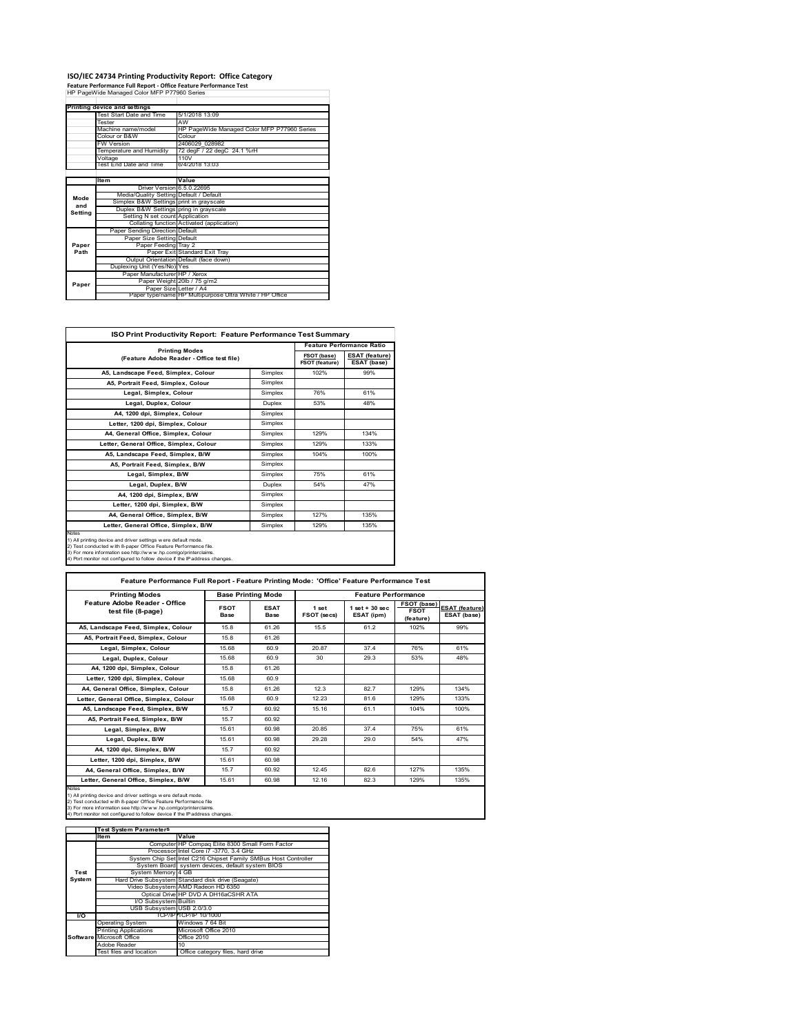# ISO/IEC 24734 Printing Productivity Report: Office Category

**Feature Performance Full Report - Office Feature Performance Test**

HP PageWide Managed Color MFP P77960 Series

| Printing device and settings | |
|---|---|
| Test Start Date and Time | 5/1/2018 13:09 |
| Tester | AW |
| Machine name/model | HP PageWide Managed Color MFP P77960 Series |
| Colour or B&W | Colour |
| FW Version | 2406029_028982 |
| Temperature and Humidity | 72 degF / 22 degC 24.1 %rH |
| Voltage | 110V |
| Test End Date and Time | 6/4/2018 13:03 |

| | Item | Value |
|---|---|---|
| Mode and Setting | Driver Version | 6.5.0.22695 |
| | Media/Quality Setting | Default / Default |
| | Simplex B&W Settings | print in grayscale |
| | Duplex B&W Settings | pring in grayscale |
| | Setting N set count | Application |
| | Collating function | Activated (application) |
| Paper Path | Paper Sending Direction | Default |
| | Paper Size Setting | Default |
| | Paper Feeding | Tray 2 |
| | Paper Exit | Standard Exit Tray |
| | Output Orientation | Default (face down) |
| | Duplexing Unit (Yes/No) | Yes |
| Paper | Paper Manufacturer | HP / Xerox |
| | Paper Weight | 20lb / 75 g/m2 |
| | Paper Size | Letter / A4 |
| | Paper type/name | HP Multipurpose Ultra White / HP Office |

## ISO Print Productivity Report: Feature Performance Test Summary

| Printing Modes (Feature Adobe Reader - Office test file) | | Feature Performance Ratio FSOT (base) / FSOT (feature) | ESAT (feature) / ESAT (base) |
|---|---|---|---|
| A5, Landscape Feed, Simplex, Colour | Simplex | 102% | 99% |
| A5, Portrait Feed, Simplex, Colour | Simplex | | |
| Legal, Simplex, Colour | Simplex | 76% | 61% |
| Legal, Duplex, Colour | Duplex | 53% | 48% |
| A4, 1200 dpi, Simplex, Colour | Simplex | | |
| Letter, 1200 dpi, Simplex, Colour | Simplex | | |
| A4, General Office, Simplex, Colour | Simplex | 129% | 134% |
| Letter, General Office, Simplex, Colour | Simplex | 129% | 133% |
| A5, Landscape Feed, Simplex, B/W | Simplex | 104% | 100% |
| A5, Portrait Feed, Simplex, B/W | Simplex | | |
| Legal, Simplex, B/W | Simplex | 75% | 61% |
| Legal, Duplex, B/W | Duplex | 54% | 47% |
| A4, 1200 dpi, Simplex, B/W | Simplex | | |
| Letter, 1200 dpi, Simplex, B/W | Simplex | | |
| A4, General Office, Simplex, B/W | Simplex | 127% | 135% |
| Letter, General Office, Simplex, B/W | Simplex | 129% | 135% |

Notes
1) All printing device and driver settings were default mode.
2) Test conducted with 8-paper Office Feature Performance file.
3) For more information see http://www.hp.com/go/printerclaims.
4) Port monitor not configured to follow device if the IP address changes.

## Feature Performance Full Report - Feature Printing Mode: 'Office' Feature Performance Test

| Printing Modes Feature Adobe Reader - Office test file (8-page) | Base Printing Mode FSOT Base | ESAT Base | Feature Performance 1 set FSOT (secs) | 1 set + 30 sec ESAT (ipm) | FSOT (base) FSOT (feature) | ESAT (feature) ESAT (base) |
|---|---|---|---|---|---|---|
| A5, Landscape Feed, Simplex, Colour | 15.8 | 61.26 | 15.5 | 61.2 | 102% | 99% |
| A5, Portrait Feed, Simplex, Colour | 15.8 | 61.26 | | | | |
| Legal, Simplex, Colour | 15.68 | 60.9 | 20.87 | 37.4 | 76% | 61% |
| Legal, Duplex, Colour | 15.68 | 60.9 | 30 | 29.3 | 53% | 48% |
| A4, 1200 dpi, Simplex, Colour | 15.8 | 61.26 | | | | |
| Letter, 1200 dpi, Simplex, Colour | 15.68 | 60.9 | | | | |
| A4, General Office, Simplex, Colour | 15.8 | 61.26 | 12.3 | 82.7 | 129% | 134% |
| Letter, General Office, Simplex, Colour | 15.68 | 60.9 | 12.23 | 81.6 | 129% | 133% |
| A5, Landscape Feed, Simplex, B/W | 15.7 | 60.92 | 15.16 | 61.1 | 104% | 100% |
| A5, Portrait Feed, Simplex, B/W | 15.7 | 60.92 | | | | |
| Legal, Simplex, B/W | 15.61 | 60.98 | 20.85 | 37.4 | 75% | 61% |
| Legal, Duplex, B/W | 15.61 | 60.98 | 29.28 | 29.0 | 54% | 47% |
| A4, 1200 dpi, Simplex, B/W | 15.7 | 60.92 | | | | |
| Letter, 1200 dpi, Simplex, B/W | 15.61 | 60.98 | | | | |
| A4, General Office, Simplex, B/W | 15.7 | 60.92 | 12.45 | 82.6 | 127% | 135% |
| Letter, General Office, Simplex, B/W | 15.61 | 60.98 | 12.16 | 82.3 | 129% | 135% |

Notes
1) All printing device and driver settings were default mode.
2) Test conducted with 8-paper Office Feature Performance file
3) For more information see http://www.hp.com/go/printerclaims.
4) Port monitor not configured to follow device if the IP address changes.

| | Test System Parameters | |
|---|---|---|
| | Item | Value |
| Test System | Computer | HP Compaq Elite 8300 Small Form Factor |
| | Processor | Intel Core i7 -3770, 3.4 GHz |
| | System Chip Set | Intel C216 Chipset Family SMBus Host Controller |
| | System Board | system devices, default system BIOS |
| | System Memory | 4 GB |
| | Hard Drive Subsystem | Standard disk drive (Seagate) |
| | Video Subsystem | AMD Radeon HD 6350 |
| | Optical Drive | HP DVD A DH16aCSHR ATA |
| | I/O Subsystem | Builtin |
| | USB Subsystem | USB 2.0/3.0 |
| I/O | TCP/IP | TCP/IP 10/1000 |
| Software | Operating System | Windows 7 64 Bit |
| | Printing Applications | Microsoft Office 2010 |
| | Microsoft Office | Office 2010 |
| | Adobe Reader | 10 |
| | Test files and location | Office category files, hard drive |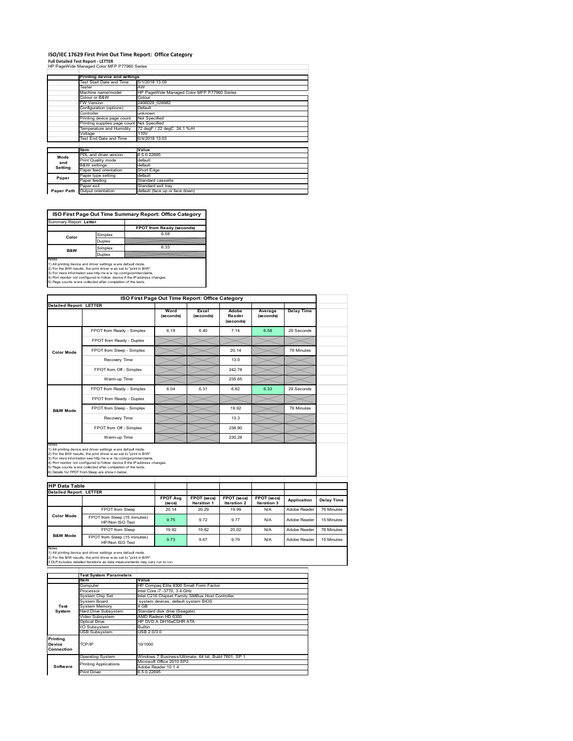# ISO/IEC 17629 First Print Out Time Report: Office Category

**Full Detailed Test Report - LETTER**

HP PageWide Managed Color MFP P77960 Series

| | Printing device and settings | |
|---|---|---|
| | Test Start Date and Time | 5/1/2018 13:09 |
| | Tester | AW |
| | Machine name/model | HP PageWide Managed Color MFP P77960 Series |
| | Colour or B&W | Colour |
| | FW Version | 2406029_028982 |
| | Configuration (options) | Default |
| | Controller | unknown |
| | Printing device page count | Not Specified |
| | Printing supplies page count | Not Specified |
| | Temperature and Humidity | 72 degF / 22 degC 24.1 %rH |
| | Voltage | 110V |
| | Test End Date and Time | 6/4/2018 13:03 |

| | Item | Value |
|---|---|---|
| Mode and Setting | PDL and driver version | 6.5.0.22695 |
| | Print Quality mode | default |
| | B&W settings | default |
| | Paper feed orientation | Short Edge |
| Paper | Paper type setting | default |
| | Paper feeding | Standard cassette |
| | Paper exit | Standard exit tray |
| Paper Path | Output orientation | default (face up or face down) |

**ISO First Page Out Time Summary Report: Office Category**

Summary Report: **Letter**

| | | FPOT from Ready (seconds) |
|---|---|---|
| Color | Simplex | 6.58 |
| | Duplex | |
| B&W | Simplex | 6.33 |
| | Duplex | |

Notes
1) All printing device and driver settings were default mode.
2) For the B/W results, the print driver was set to "print in B/W".
3) For more information see http://www.hp.com/go/printerclaims.
4) Port monitor not configured to follow device if the IP address changes.
5) Page counts were collected after completion of the tests.

**ISO First Page Out Time Report: Office Category**

| Detailed Report: LETTER | | Word (seconds) | Excel (seconds) | Adobe Reader (seconds) | Average (seconds) | Delay Time |
|---|---|---|---|---|---|---|
| Color Mode | FPOT from Ready - Simplex | 6.19 | 6.40 | 7.14 | 6.58 | 29 Seconds |
| | FPOT from Ready - Duplex | | | | | |
| | FPOT from Sleep - Simplex | | | 20.14 | | 76 Minutes |
| | Recovery Time | | | 13.0 | | |
| | FPOT from Off - Simplex | | | 242.78 | | |
| | Warm-up Time | | | 235.65 | | |
| B&W Mode | FPOT from Ready - Simplex | 6.04 | 6.31 | 6.62 | 6.33 | 29 Seconds |
| | FPOT from Ready - Duplex | | | | | |
| | FPOT from Sleep - Simplex | | | 19.92 | | 76 Minutes |
| | Recovery Time | | | 13.3 | | |
| | FPOT from Off - Simplex | | | 236.90 | | |
| | Warm-up Time | | | 230.28 | | |

Notes
1) All printing device and driver settings were default mode.
2) For the B/W results, the print driver was set to "print in B/W".
3) For more information see http://www.hp.com/go/printerclaims.
4) Port monitor not configured to follow device if the IP address changes.
5) Page counts were collected after completion of the tests.
6) Details for FPOT from Sleep are shown below.

**HP Data Table**

| Detailed Report: LETTER | | FPOT Avg (secs) | FPOT (secs) Iteration 1 | FPOT (secs) Iteration 2 | FPOT (secs) Iteration 3 | Application | Delay Time |
|---|---|---|---|---|---|---|---|
| Color Mode | FPOT from Sleep | 20.14 | 20.29 | 19.99 | N/A | Adobe Reader | 76 Minutes |
| | FPOT from Sleep (15 minutes) HP/Non ISO Test | 9.75 | 9.72 | 9.77 | N/A | Adobe Reader | 15 Minutes |
| B&W Mode | FPOT from Sleep | 19.92 | 19.82 | 20.02 | N/A | Adobe Reader | 76 Minutes |
| | FPOT from Sleep (15 minutes) HP/Non ISO Test | 9.73 | 9.67 | 9.79 | N/A | Adobe Reader | 15 Minutes |

Notes
1) All printing device and driver settings were default mode.
2) For the B/W results, the print driver was set to "print in B/W".
3 DLP includes detailed iterations as data measurements may vary run to run.

| | Test System Parameters | |
|---|---|---|
| | Item | Value |
| Test System | Computer | HP Compaq Elite 8300 Small Form Factor |
| | Processor | Intel Core i7 -3770, 3.4 GHz |
| | System Chip Set | Intel C216 Chipset Family SMBus Host Controller |
| | System Board | system devices, default system BIOS |
| | System Memory | 4 GB |
| | Hard Drive Subsystem | Standard disk drive (Seagate) |
| | Video Subsystem | AMD Radeon HD 6350 |
| | Optical Drive | HP DVD A DH16aCSHR ATA |
| | I/O Subsystem | Builtin |
| | USB Subsystem | USB 2.0/3.0 |
| Printing Device Connection | TCP/IP | 10/1000 |
| Software | Operating System | Windows 7 Business/Ultimate, 64 bit, Build 7601, SP 1 |
| | Printing Applications | Microsoft Office 2010 SP2 |
| | | Adobe Reader 10.1.4 |
| | Print Driver | 6.5.0.22695 |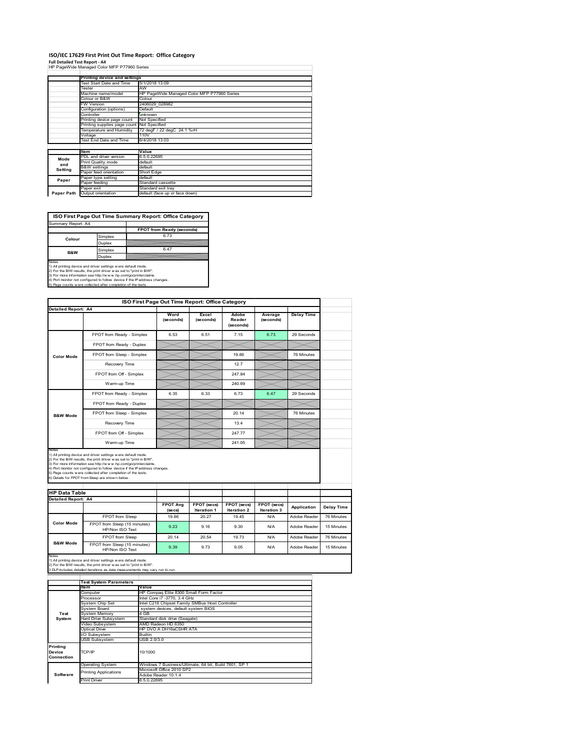# ISO/IEC 17629 First Print Out Time Report: Office Category

**Full Detailed Test Report - A4**

HP PageWide Managed Color MFP P77960 Series

| | Printing device and settings | |
|---|---|---|
| | Test Start Date and Time | 5/1/2018 13:09 |
| | Tester | AW |
| | Machine name/model | HP PageWide Managed Color MFP P77960 Series |
| | Colour or B&W | Colour |
| | FW Version | 2406029_028982 |
| | Configuration (options) | Default |
| | Controller | unknown |
| | Printing device page count | Not Specified |
| | Printing supplies page count | Not Specified |
| | Temperature and Humidity | 72 degF / 22 degC 24.1 %rH |
| | Voltage | 110V |
| | Test End Date and Time | 6/4/2018 13:03 |

| | Item | Value |
|---|---|---|
| Mode and Setting | PDL and driver version | 6.5.0.22695 |
| | Print Quality mode | default |
| | B&W settings | default |
| | Paper feed orientation | Short Edge |
| Paper | Paper type setting | default |
| | Paper feeding | Standard cassette |
| | Paper exit | Standard exit tray |
| Paper Path | Output orientation | default (face up or face down) |

**ISO First Page Out Time Summary Report: Office Category**

Summary Report: A4

| | | FPOT from Ready (seconds) |
|---|---|---|
| Colour | Simplex | 6.73 |
| | Duplex | |
| B&W | Simplex | 6.47 |
| | Duplex | |

Notes
1) All printing device and driver settings were default mode.
2) For the B/W results, the print driver was set to "print in B/W".
3) For more information see http://www.hp.com/go/printerclaims.
4) Port monitor not configured to follow device if the IP address changes.
5) Page counts were collected after completion of the tests.

**ISO First Page Out Time Report: Office Category**

Detailed Report: A4

| | | Word (seconds) | Excel (seconds) | Adobe Reader (seconds) | Average (seconds) | Delay Time |
|---|---|---|---|---|---|---|
| Color Mode | FPOT from Ready - Simplex | 6.53 | 6.51 | 7.15 | 6.73 | 29 Seconds |
| | FPOT from Ready - Duplex | | | | | |
| | FPOT from Sleep - Simplex | | | 19.86 | | 76 Minutes |
| | Recovery Time | | | 12.7 | | |
| | FPOT from Off - Simplex | | | 247.84 | | |
| | Warm-up Time | | | 240.69 | | |
| B&W Mode | FPOT from Ready - Simplex | 6.35 | 6.33 | 6.73 | 6.47 | 29 Seconds |
| | FPOT from Ready - Duplex | | | | | |
| | FPOT from Sleep - Simplex | | | 20.14 | | 76 Minutes |
| | Recovery Time | | | 13.4 | | |
| | FPOT from Off - Simplex | | | 247.77 | | |
| | Warm-up Time | | | 241.05 | | |

Notes
1) All printing device and driver settings were default mode.
2) For the B/W results, the print driver was set to "print in B/W".
3) For more information see http://www.hp.com/go/printerclaims.
4) Port monitor not configured to follow device if the IP address changes.
5) Page counts were collected after completion of the tests.
6) Details for FPOT from Sleep are shown below.

**HP Data Table**

Detailed Report: A4

| | | FPOT Avg (secs) | FPOT (secs) Iteration 1 | FPOT (secs) Iteration 2 | FPOT (secs) Iteration 3 | Application | Delay Time |
|---|---|---|---|---|---|---|---|
| Color Mode | FPOT from Sleep | 19.86 | 20.27 | 19.45 | N/A | Adobe Reader | 76 Minutes |
| | FPOT from Sleep (15 minutes) HP/Non ISO Test | 9.23 | 9.16 | 9.30 | N/A | Adobe Reader | 15 Minutes |
| B&W Mode | FPOT from Sleep | 20.14 | 20.54 | 19.73 | N/A | Adobe Reader | 76 Minutes |
| | FPOT from Sleep (15 minutes) HP/Non ISO Test | 9.39 | 9.73 | 9.05 | N/A | Adobe Reader | 15 Minutes |

Notes
1) All printing device and driver settings were default mode.
2) For the B/W results, the print driver was set to "print in B/W".
3 DLP includes detailed iterations as data measurements may vary run to run.

| | Test System Parameters | |
|---|---|---|
| | Item | Value |
| Test System | Computer | HP Compaq Elite 8300 Small Form Factor |
| | Processor | Intel Core i7 -3770, 3.4 GHz |
| | System Chip Set | Intel C216 Chipset Family SMBus Host Controller |
| | System Board | system devices, default system BIOS |
| | System Memory | 4 GB |
| | Hard Drive Subsystem | Standard disk drive (Seagate) |
| | Video Subsystem | AMD Radeon HD 6350 |
| | Optical Drive | HP DVD A DH16aCSHR ATA |
| | I/O Subsystem | Builtin |
| | USB Subsystem | USB 2.0/3.0 |
| Printing Device Connection | TCP/IP | 10/1000 |
| Software | Operating System | Windows 7 Business/Ultimate, 64 bit, Build 7601, SP 1 |
| | Printing Applications | Microsoft Office 2010 SP2 |
| | | Adobe Reader 10.1.4 |
| | Print Driver | 6.5.0.22695 |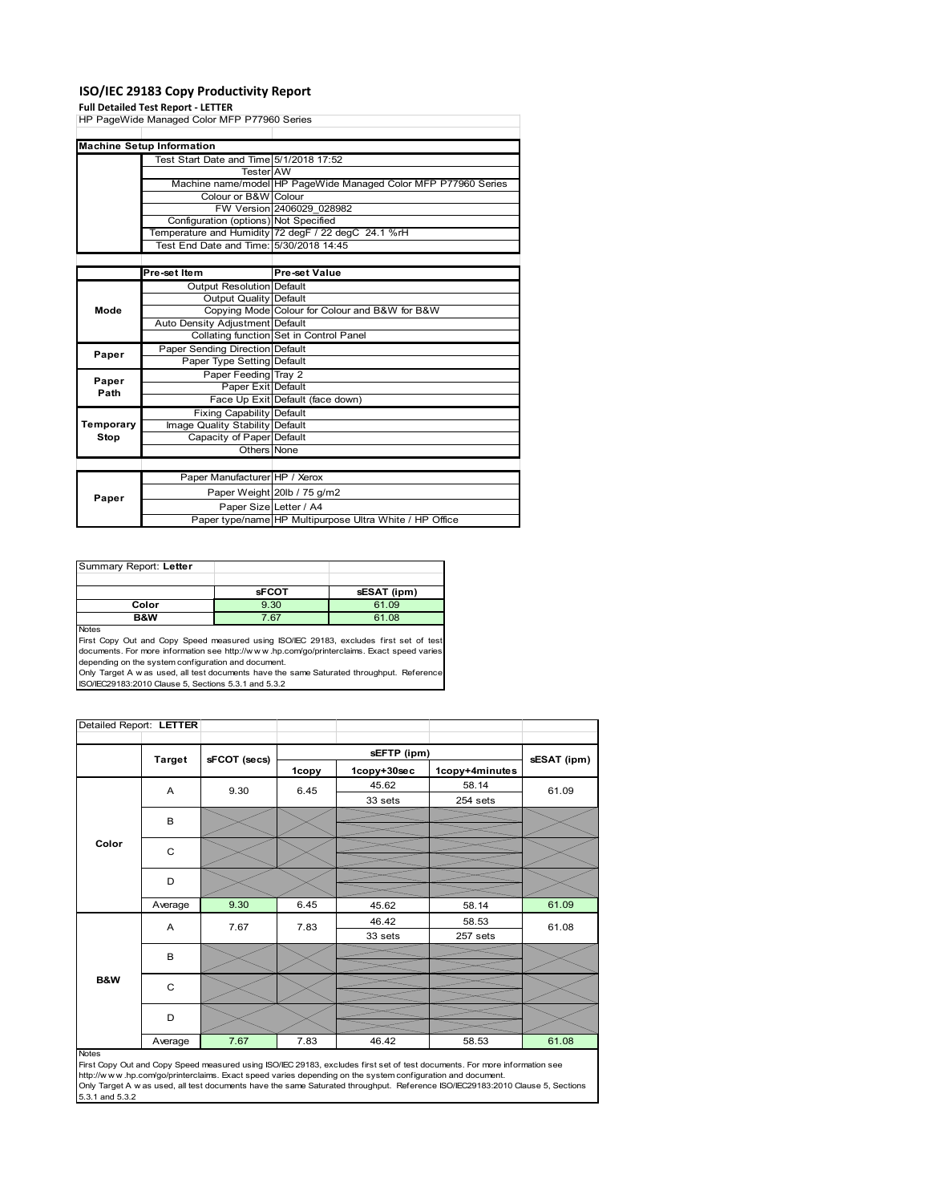# ISO/IEC 29183 Copy Productivity Report

**Full Detailed Test Report - LETTER**

HP PageWide Managed Color MFP P77960 Series

| Machine Setup Information | | |
|---|---|---|
| | Test Start Date and Time | 5/1/2018 17:52 |
| | Tester | AW |
| | Machine name/model | HP PageWide Managed Color MFP P77960 Series |
| | Colour or B&W | Colour |
| | FW Version | 2406029_028982 |
| | Configuration (options) | Not Specified |
| | Temperature and Humidity | 72 degF / 22 degC 24.1 %rH |
| | Test End Date and Time: | 5/30/2018 14:45 |
| | **Pre-set Item** | **Pre-set Value** |
| Mode | Output Resolution | Default |
| | Output Quality | Default |
| | Copying Mode | Colour for Colour and B&W for B&W |
| | Auto Density Adjustment | Default |
| | Collating function | Set in Control Panel |
| Paper | Paper Sending Direction | Default |
| | Paper Type Setting | Default |
| Paper Path | Paper Feeding | Tray 2 |
| | Paper Exit | Default |
| | Face Up Exit | Default (face down) |
| Temporary Stop | Fixing Capability | Default |
| | Image Quality Stability | Default |
| | Capacity of Paper | Default |
| | Others | None |
| Paper | Paper Manufacturer | HP / Xerox |
| | Paper Weight | 20lb / 75 g/m2 |
| | Paper Size | Letter / A4 |
| | Paper type/name | HP Multipurpose Ultra White / HP Office |

| Summary Report: **Letter** | | |
|---|---|---|
| | **sFCOT** | **sESAT (ipm)** |
| **Color** | 9.30 | 61.09 |
| **B&W** | 7.67 | 61.08 |

Notes

First Copy Out and Copy Speed measured using ISO/IEC 29183, excludes first set of test documents. For more information see http://www.hp.com/go/printerclaims. Exact speed varies depending on the system configuration and document.

Only Target A was used, all test documents have the same Saturated throughput. Reference ISO/IEC29183:2010 Clause 5, Sections 5.3.1 and 5.3.2

| Detailed Report: **LETTER** | | | | | | |
|---|---|---|---|---|---|---|
| | **Target** | **sFCOT (secs)** | **sEFTP (ipm)** | | | **sESAT (ipm)** |
| | | | **1copy** | **1copy+30sec** | **1copy+4minutes** | |
| **Color** | A | 9.30 | 6.45 | 45.62 | 58.14 | 61.09 |
| | | | | 33 sets | 254 sets | |
| | B | | | | | |
| | C | | | | | |
| | D | | | | | |
| | Average | 9.30 | 6.45 | 45.62 | 58.14 | 61.09 |
| **B&W** | A | 7.67 | 7.83 | 46.42 | 58.53 | 61.08 |
| | | | | 33 sets | 257 sets | |
| | B | | | | | |
| | C | | | | | |
| | D | | | | | |
| | Average | 7.67 | 7.83 | 46.42 | 58.53 | 61.08 |

Notes

First Copy Out and Copy Speed measured using ISO/IEC 29183, excludes first set of test documents. For more information see http://www.hp.com/go/printerclaims. Exact speed varies depending on the system configuration and document.

Only Target A was used, all test documents have the same Saturated throughput. Reference ISO/IEC29183:2010 Clause 5, Sections 5.3.1 and 5.3.2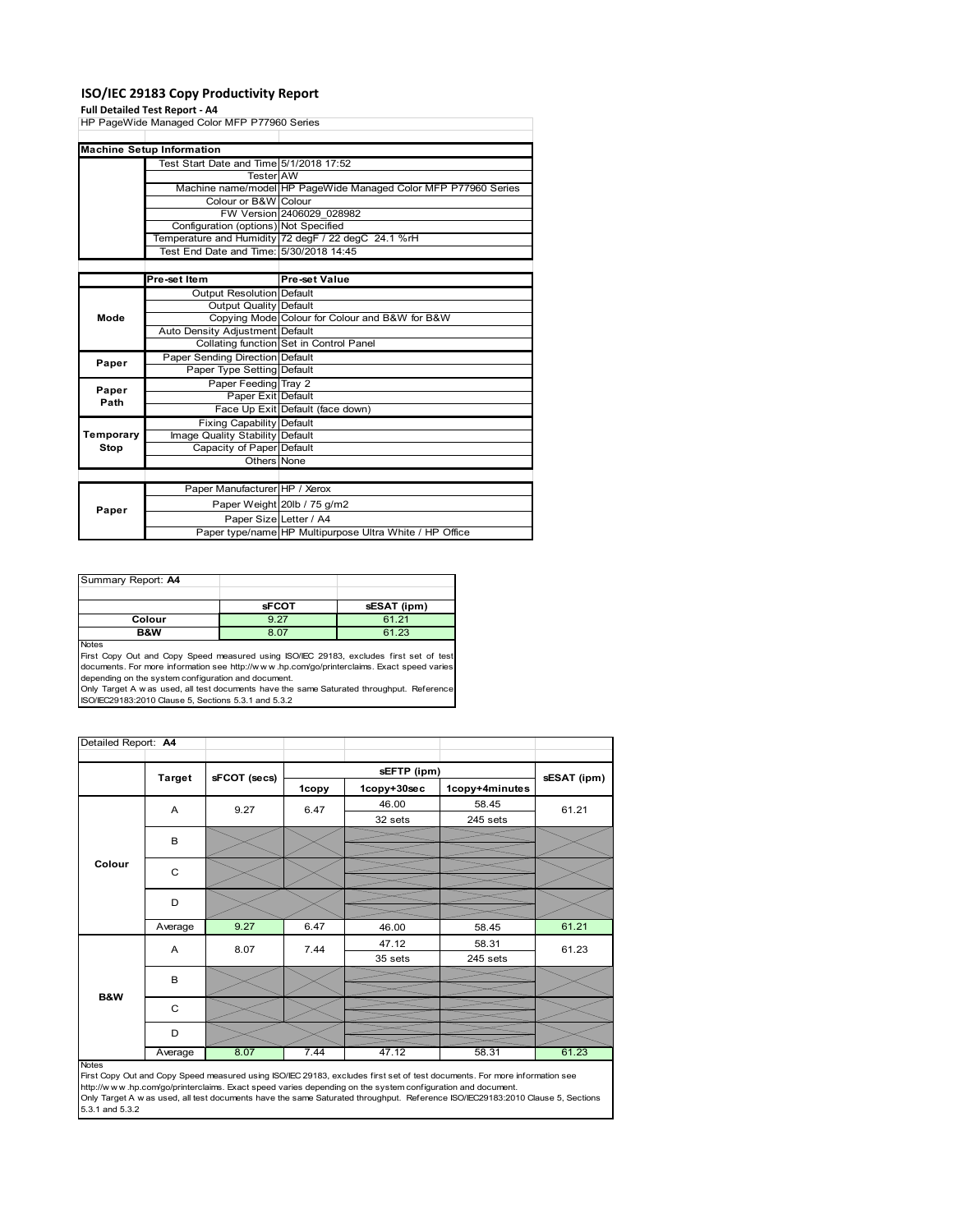# ISO/IEC 29183 Copy Productivity Report

**Full Detailed Test Report - A4**

HP PageWide Managed Color MFP P77960 Series

| Machine Setup Information | | |
|---|---|---|
| | Test Start Date and Time | 5/1/2018 17:52 |
| | Tester | AW |
| | Machine name/model | HP PageWide Managed Color MFP P77960 Series |
| | Colour or B&W | Colour |
| | FW Version | 2406029_028982 |
| | Configuration (options) | Not Specified |
| | Temperature and Humidity | 72 degF / 22 degC 24.1 %rH |
| | Test End Date and Time: | 5/30/2018 14:45 |

| | Pre-set Item | Pre-set Value |
|---|---|---|
| Mode | Output Resolution | Default |
| | Output Quality | Default |
| | Copying Mode | Colour for Colour and B&W for B&W |
| | Auto Density Adjustment | Default |
| | Collating function | Set in Control Panel |
| Paper | Paper Sending Direction | Default |
| | Paper Type Setting | Default |
| Paper Path | Paper Feeding | Tray 2 |
| | Paper Exit | Default |
| | Face Up Exit | Default (face down) |
| Temporary Stop | Fixing Capability | Default |
| | Image Quality Stability | Default |
| | Capacity of Paper | Default |
| | Others | None |

| | | |
|---|---|---|
| Paper | Paper Manufacturer | HP / Xerox |
| | Paper Weight | 20lb / 75 g/m2 |
| | Paper Size | Letter / A4 |
| | Paper type/name | HP Multipurpose Ultra White / HP Office |

Summary Report: **A4**

| | sFCOT | sESAT (ipm) |
|---|---|---|
| Colour | 9.27 | 61.21 |
| B&W | 8.07 | 61.23 |

Notes
First Copy Out and Copy Speed measured using ISO/IEC 29183, excludes first set of test documents. For more information see http://www.hp.com/go/printerclaims. Exact speed varies depending on the system configuration and document.
Only Target A was used, all test documents have the same Saturated throughput. Reference ISO/IEC29183:2010 Clause 5, Sections 5.3.1 and 5.3.2

Detailed Report: **A4**

| | Target | sFCOT (secs) | sEFTP (ipm) 1copy | sEFTP (ipm) 1copy+30sec | sEFTP (ipm) 1copy+4minutes | sESAT (ipm) |
|---|---|---|---|---|---|---|
| Colour | A | 9.27 | 6.47 | 46.00<br>32 sets | 58.45<br>245 sets | 61.21 |
| | B | | | | | |
| | C | | | | | |
| | D | | | | | |
| | Average | 9.27 | 6.47 | 46.00 | 58.45 | 61.21 |
| B&W | A | 8.07 | 7.44 | 47.12<br>35 sets | 58.31<br>245 sets | 61.23 |
| | B | | | | | |
| | C | | | | | |
| | D | | | | | |
| | Average | 8.07 | 7.44 | 47.12 | 58.31 | 61.23 |

Notes
First Copy Out and Copy Speed measured using ISO/IEC 29183, excludes first set of test documents. For more information see http://www.hp.com/go/printerclaims. Exact speed varies depending on the system configuration and document.
Only Target A was used, all test documents have the same Saturated throughput. Reference ISO/IEC29183:2010 Clause 5, Sections 5.3.1 and 5.3.2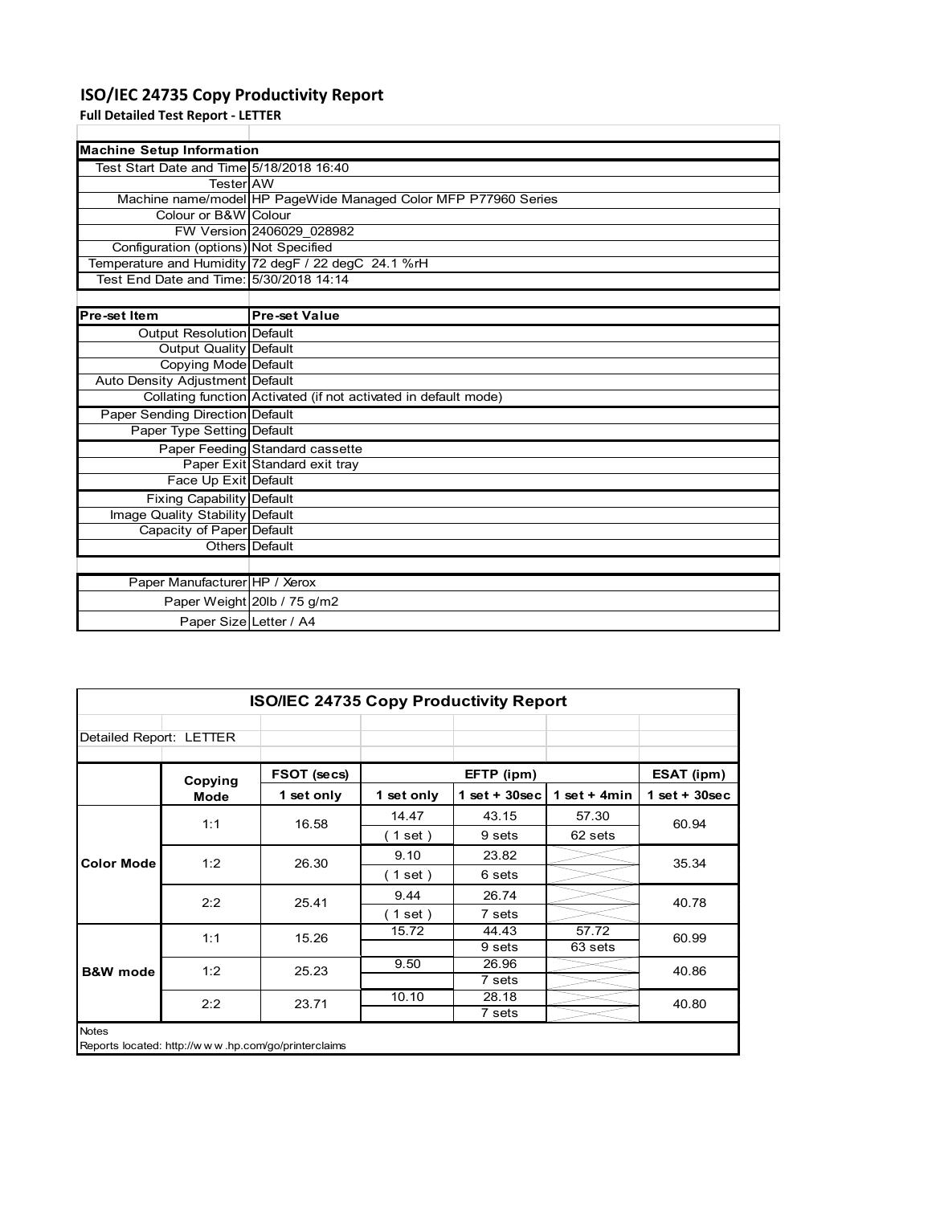# ISO/IEC 24735 Copy Productivity Report

**Full Detailed Test Report - LETTER**

| Machine Setup Information | |
|---|---|
| Test Start Date and Time | 5/18/2018 16:40 |
| Tester | AW |
| Machine name/model | HP PageWide Managed Color MFP P77960 Series |
| Colour or B&W | Colour |
| FW Version | 2406029_028982 |
| Configuration (options) | Not Specified |
| Temperature and Humidity | 72 degF / 22 degC 24.1 %rH |
| Test End Date and Time: | 5/30/2018 14:14 |

| Pre-set Item | Pre-set Value |
|---|---|
| Output Resolution | Default |
| Output Quality | Default |
| Copying Mode | Default |
| Auto Density Adjustment | Default |
| Collating function | Activated (if not activated in default mode) |
| Paper Sending Direction | Default |
| Paper Type Setting | Default |
| Paper Feeding | Standard cassette |
| Paper Exit | Standard exit tray |
| Face Up Exit | Default |
| Fixing Capability | Default |
| Image Quality Stability | Default |
| Capacity of Paper | Default |
| Others | Default |

| | |
|---|---|
| Paper Manufacturer | HP / Xerox |
| Paper Weight | 20lb / 75 g/m2 |
| Paper Size | Letter / A4 |

**ISO/IEC 24735 Copy Productivity Report**

Detailed Report: LETTER

| | Copying Mode | FSOT (secs) | EFTP (ipm) | | | ESAT (ipm) |
|---|---|---|---|---|---|---|
| | | 1 set only | 1 set only | 1 set + 30sec | 1 set + 4min | 1 set + 30sec |
| Color Mode | 1:1 | 16.58 | 14.47 | 43.15 | 57.30 | 60.94 |
| | | | ( 1 set ) | 9 sets | 62 sets | |
| | 1:2 | 26.30 | 9.10 | 23.82 | | 35.34 |
| | | | ( 1 set ) | 6 sets | | |
| | 2:2 | 25.41 | 9.44 | 26.74 | | 40.78 |
| | | | ( 1 set ) | 7 sets | | |
| B&W mode | 1:1 | 15.26 | 15.72 | 44.43 | 57.72 | 60.99 |
| | | | | 9 sets | 63 sets | |
| | 1:2 | 25.23 | 9.50 | 26.96 | | 40.86 |
| | | | | 7 sets | | |
| | 2:2 | 23.71 | 10.10 | 28.18 | | 40.80 |
| | | | | 7 sets | | |

Notes

Reports located: http://www.hp.com/go/printerclaims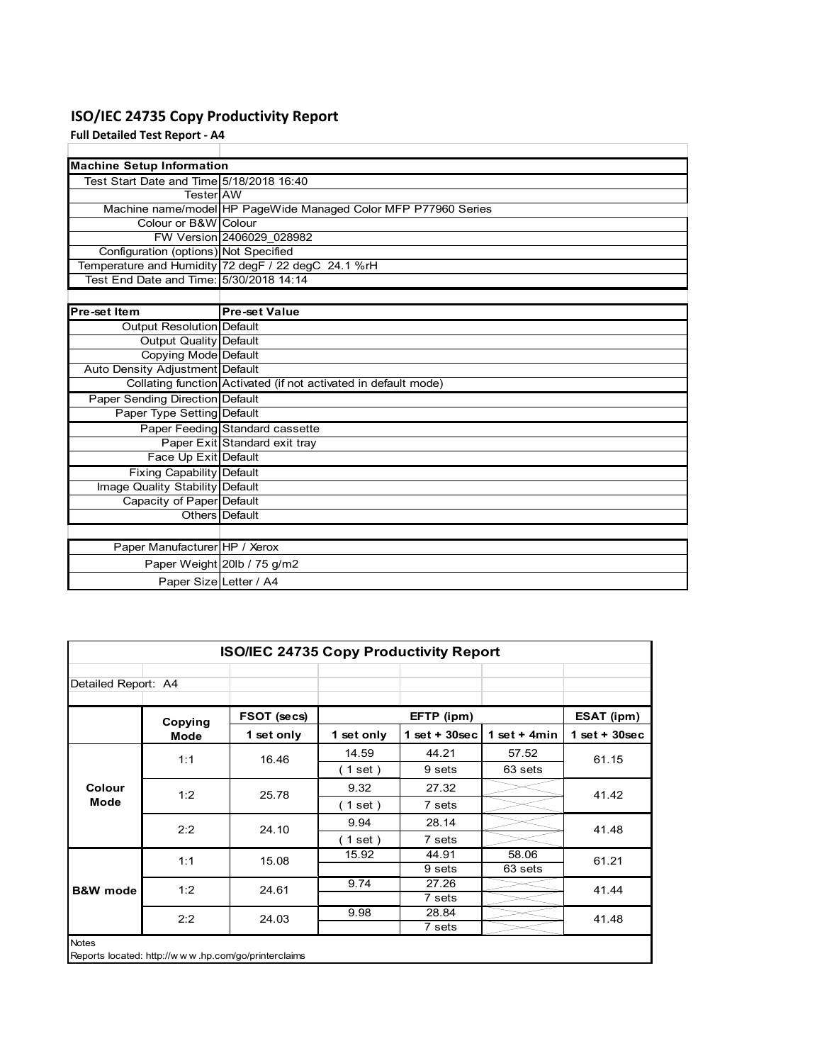# ISO/IEC 24735 Copy Productivity Report

**Full Detailed Test Report - A4**

| Machine Setup Information | |
|---|---|
| Test Start Date and Time | 5/18/2018 16:40 |
| Tester | AW |
| Machine name/model | HP PageWide Managed Color MFP P77960 Series |
| Colour or B&W | Colour |
| FW Version | 2406029_028982 |
| Configuration (options) | Not Specified |
| Temperature and Humidity | 72 degF / 22 degC 24.1 %rH |
| Test End Date and Time: | 5/30/2018 14:14 |

| Pre-set Item | Pre-set Value |
|---|---|
| Output Resolution | Default |
| Output Quality | Default |
| Copying Mode | Default |
| Auto Density Adjustment | Default |
| Collating function | Activated (if not activated in default mode) |
| Paper Sending Direction | Default |
| Paper Type Setting | Default |
| Paper Feeding | Standard cassette |
| Paper Exit | Standard exit tray |
| Face Up Exit | Default |
| Fixing Capability | Default |
| Image Quality Stability | Default |
| Capacity of Paper | Default |
| Others | Default |

| | |
|---|---|
| Paper Manufacturer | HP / Xerox |
| Paper Weight | 20lb / 75 g/m2 |
| Paper Size | Letter / A4 |

**ISO/IEC 24735 Copy Productivity Report**

Detailed Report: A4

| | Copying Mode | FSOT (secs) | EFTP (ipm) | | | ESAT (ipm) |
|---|---|---|---|---|---|---|
| | | 1 set only | 1 set only | 1 set + 30sec | 1 set + 4min | 1 set + 30sec |
| Colour Mode | 1:1 | 16.46 | 14.59 | 44.21 | 57.52 | 61.15 |
| | | | ( 1 set ) | 9 sets | 63 sets | |
| | 1:2 | 25.78 | 9.32 | 27.32 | | 41.42 |
| | | | ( 1 set ) | 7 sets | | |
| | 2:2 | 24.10 | 9.94 | 28.14 | | 41.48 |
| | | | ( 1 set ) | 7 sets | | |
| B&W mode | 1:1 | 15.08 | 15.92 | 44.91 | 58.06 | 61.21 |
| | | | | 9 sets | 63 sets | |
| | 1:2 | 24.61 | 9.74 | 27.26 | | 41.44 |
| | | | | 7 sets | | |
| | 2:2 | 24.03 | 9.98 | 28.84 | | 41.48 |
| | | | | 7 sets | | |

Notes

Reports located: http://w w w .hp.com/go/printerclaims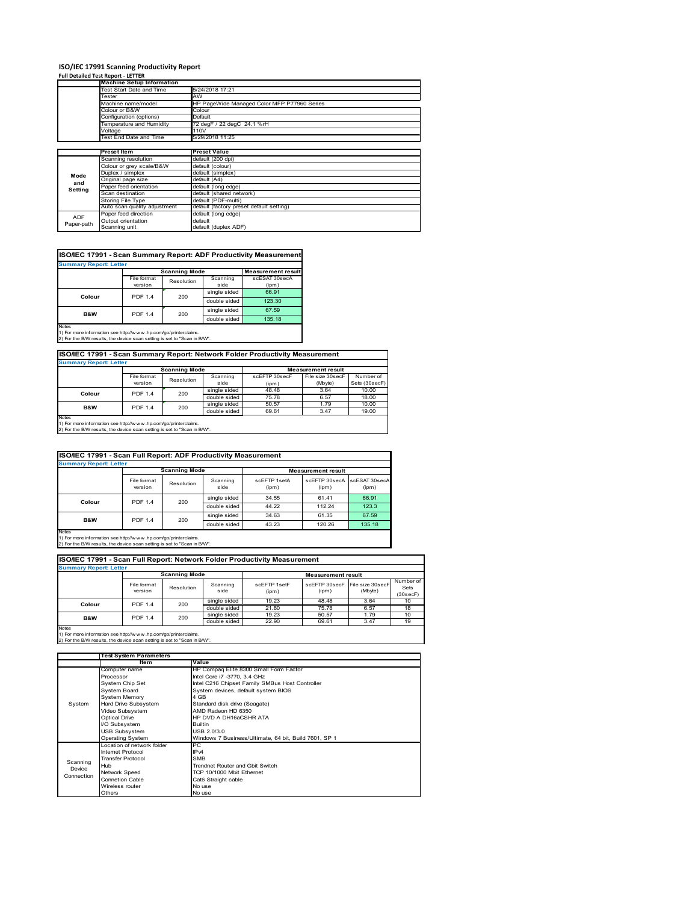# ISO/IEC 17991 Scanning Productivity Report

**Full Detailed Test Report - LETTER**

| | Machine Setup Information | |
|---|---|---|
| | Test Start Date and Time | 5/24/2018 17:21 |
| | Tester | AW |
| | Machine name/model | HP PageWide Managed Color MFP P77960 Series |
| | Colour or B&W | Colour |
| | Configuration (options) | Default |
| | Temperature and Humidity | 72 degF / 22 degC 24.1 %rH |
| | Voltage | 110V |
| | Test End Date and Time | 5/29/2018 11:25 |

| | Preset Item | Preset Value |
|---|---|---|
| Mode and Setting | Scanning resolution | default (200 dpi) |
| | Colour or grey scale/B&W | default (colour) |
| | Duplex / simplex | default (simplex) |
| | Original page size | default (A4) |
| | Paper feed orientation | default (long edge) |
| | Scan destination | default (shared network) |
| | Storing File Type | default (PDF-multi) |
| | Auto scan quality adjustment | default (factory preset default setting) |
| ADF Paper-path | Paper feed direction | default (long edge) |
| | Output orientation | default |
| | Scanning unit | default (duplex ADF) |

## ISO/IEC 17991 - Scan Summary Report: ADF Productivity Measurement

**Summary Report: Letter**

| | Scanning Mode | | | Measurement result |
|---|---|---|---|---|
| | File format version | Resolution | Scanning side | scESAT 30secA (ipm) |
| Colour | PDF 1.4 | 200 | single sided | 66.91 |
| | | | double sided | 123.30 |
| B&W | PDF 1.4 | 200 | single sided | 67.59 |
| | | | double sided | 135.18 |

Notes
1) For more information see http://www.hp.com/go/printerclaims.
2) For the B/W results, the device scan setting is set to "Scan in B/W".

## ISO/IEC 17991 - Scan Summary Report: Network Folder Productivity Measurement

**Summary Report: Letter**

| | Scanning Mode | | | Measurement result | | |
|---|---|---|---|---|---|---|
| | File format version | Resolution | Scanning side | scEFTP 30secF (ipm) | File size 30secF (Mbyte) | Number of Sets (30secF) |
| Colour | PDF 1.4 | 200 | single sided | 48.48 | 3.64 | 10.00 |
| | | | double sided | 75.78 | 6.57 | 18.00 |
| B&W | PDF 1.4 | 200 | single sided | 50.57 | 1.79 | 10.00 |
| | | | double sided | 69.61 | 3.47 | 19.00 |

Notes
1) For more information see http://www.hp.com/go/printerclaims.
2) For the B/W results, the device scan setting is set to "Scan in B/W".

## ISO/IEC 17991 - Scan Full Report: ADF Productivity Measurement

**Summary Report: Letter**

| | Scanning Mode | | | Measurement result | | |
|---|---|---|---|---|---|---|
| | File format version | Resolution | Scanning side | scEFTP 1setA (ipm) | scEFTP 30secA (ipm) | scESAT 30secA (ipm) |
| Colour | PDF 1.4 | 200 | single sided | 34.55 | 61.41 | 66.91 |
| | | | double sided | 44.22 | 112.24 | 123.3 |
| B&W | PDF 1.4 | 200 | single sided | 34.63 | 61.35 | 67.59 |
| | | | double sided | 43.23 | 120.26 | 135.18 |

Notes
1) For more information see http://www.hp.com/go/printerclaims.
2) For the B/W results, the device scan setting is set to "Scan in B/W".

## ISO/IEC 17991 - Scan Full Report: Network Folder Productivity Measurement

**Summary Report: Letter**

| | Scanning Mode | | | Measurement result | | | |
|---|---|---|---|---|---|---|---|
| | File format version | Resolution | Scanning side | scEFTP 1setF (ipm) | scEFTP 30secF (ipm) | File size 30secF (Mbyte) | Number of Sets (30secF) |
| Colour | PDF 1.4 | 200 | single sided | 19.23 | 48.48 | 3.64 | 10 |
| | | | double sided | 21.80 | 75.78 | 6.57 | 18 |
| B&W | PDF 1.4 | 200 | single sided | 19.23 | 50.57 | 1.79 | 10 |
| | | | double sided | 22.90 | 69.61 | 3.47 | 19 |

Notes
1) For more information see http://www.hp.com/go/printerclaims.
2) For the B/W results, the device scan setting is set to "Scan in B/W".

| | Test System Parameters | |
|---|---|---|
| | Item | Value |
| System | Computer name | HP Compaq Elite 8300 Small Form Factor |
| | Processor | Intel Core i7 -3770, 3.4 GHz |
| | System Chip Set | Intel C216 Chipset Family SMBus Host Controller |
| | System Board | System devices, default system BIOS |
| | System Memory | 4 GB |
| | Hard Drive Subsystem | Standard disk drive (Seagate) |
| | Video Subsystem | AMD Radeon HD 6350 |
| | Optical Drive | HP DVD A DH16aCSHR ATA |
| | I/O Subsystem | Builtin |
| | USB Subsystem | USB 2.0/3.0 |
| | Operating System | Windows 7 Business/Ultimate, 64 bit, Build 7601, SP 1 |
| Scanning Device Connection | Location of network folder | PC |
| | Internet Protocol | IPv4 |
| | Transfer Protocol | SMB |
| | Hub | Trendnet Router and Gbit Switch |
| | Network Speed | TCP 10/1000 Mbit Ethernet |
| | Connetion Cable | Cat6 Straight cable |
| | Wireless router | No use |
| | Others | No use |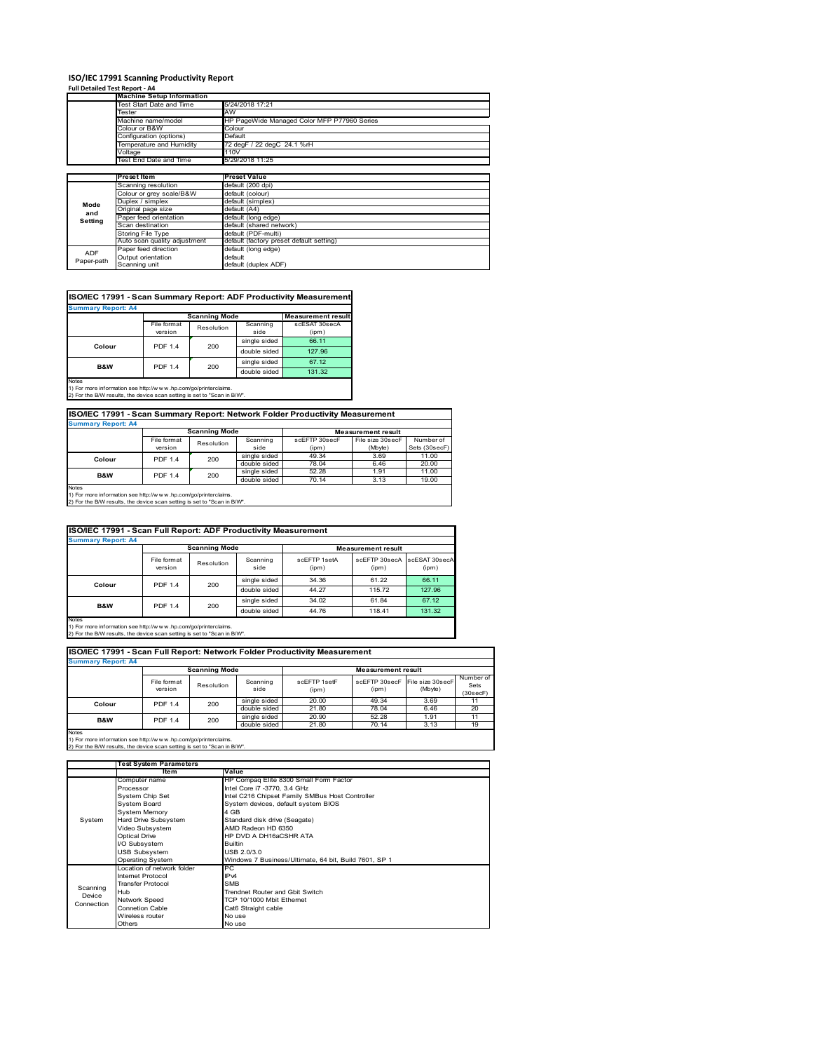# ISO/IEC 17991 Scanning Productivity Report

**Full Detailed Test Report - A4**

| | Machine Setup Information | |
|---|---|---|
| | Test Start Date and Time | 5/24/2018 17:21 |
| | Tester | AW |
| | Machine name/model | HP PageWide Managed Color MFP P77960 Series |
| | Colour or B&W | Colour |
| | Configuration (options) | Default |
| | Temperature and Humidity | 72 degF / 22 degC 24.1 %rH |
| | Voltage | 110V |
| | Test End Date and Time | 5/29/2018 11:25 |

| | Preset Item | Preset Value |
|---|---|---|
| Mode and Setting | Scanning resolution | default (200 dpi) |
| | Colour or grey scale/B&W | default (colour) |
| | Duplex / simplex | default (simplex) |
| | Original page size | default (A4) |
| | Paper feed orientation | default (long edge) |
| | Scan destination | default (shared network) |
| | Storing File Type | default (PDF-multi) |
| | Auto scan quality adjustment | default (factory preset default setting) |
| ADF Paper-path | Paper feed direction | default (long edge) |
| | Output orientation | default |
| | Scanning unit | default (duplex ADF) |

## ISO/IEC 17991 - Scan Summary Report: ADF Productivity Measurement

**Summary Report: A4**

| | Scanning Mode | | | Measurement result |
|---|---|---|---|---|
| | File format version | Resolution | Scanning side | scESAT 30secA (ipm) |
| Colour | PDF 1.4 | 200 | single sided | 66.11 |
| | | | double sided | 127.96 |
| B&W | PDF 1.4 | 200 | single sided | 67.12 |
| | | | double sided | 131.32 |

Notes
1) For more information see http://www.hp.com/go/printerclaims.
2) For the B/W results, the device scan setting is set to "Scan in B/W".

## ISO/IEC 17991 - Scan Summary Report: Network Folder Productivity Measurement

**Summary Report: A4**

| | Scanning Mode | | | Measurement result | | |
|---|---|---|---|---|---|---|
| | File format version | Resolution | Scanning side | scEFTP 30secF (ipm) | File size 30secF (Mbyte) | Number of Sets (30secF) |
| Colour | PDF 1.4 | 200 | single sided | 49.34 | 3.69 | 11.00 |
| | | | double sided | 78.04 | 6.46 | 20.00 |
| B&W | PDF 1.4 | 200 | single sided | 52.28 | 1.91 | 11.00 |
| | | | double sided | 70.14 | 3.13 | 19.00 |

Notes
1) For more information see http://www.hp.com/go/printerclaims.
2) For the B/W results, the device scan setting is set to "Scan in B/W".

## ISO/IEC 17991 - Scan Full Report: ADF Productivity Measurement

**Summary Report: A4**

| | Scanning Mode | | | Measurement result | | |
|---|---|---|---|---|---|---|
| | File format version | Resolution | Scanning side | scEFTP 1setA (ipm) | scEFTP 30secA (ipm) | scESAT 30secA (ipm) |
| Colour | PDF 1.4 | 200 | single sided | 34.36 | 61.22 | 66.11 |
| | | | double sided | 44.27 | 115.72 | 127.96 |
| B&W | PDF 1.4 | 200 | single sided | 34.02 | 61.84 | 67.12 |
| | | | double sided | 44.76 | 118.41 | 131.32 |

Notes
1) For more information see http://www.hp.com/go/printerclaims.
2) For the B/W results, the device scan setting is set to "Scan in B/W".

## ISO/IEC 17991 - Scan Full Report: Network Folder Productivity Measurement

**Summary Report: A4**

| | Scanning Mode | | | Measurement result | | | |
|---|---|---|---|---|---|---|---|
| | File format version | Resolution | Scanning side | scEFTP 1setF (ipm) | scEFTP 30secF (ipm) | File size 30secF (Mbyte) | Number of Sets (30secF) |
| Colour | PDF 1.4 | 200 | single sided | 20.00 | 49.34 | 3.69 | 11 |
| | | | double sided | 21.80 | 78.04 | 6.46 | 20 |
| B&W | PDF 1.4 | 200 | single sided | 20.90 | 52.28 | 1.91 | 11 |
| | | | double sided | 21.80 | 70.14 | 3.13 | 19 |

Notes
1) For more information see http://www.hp.com/go/printerclaims.
2) For the B/W results, the device scan setting is set to "Scan in B/W".

| | Test System Parameters | |
|---|---|---|
| | Item | Value |
| System | Computer name | HP Compaq Elite 8300 Small Form Factor |
| | Processor | Intel Core i7 -3770, 3.4 GHz |
| | System Chip Set | Intel C216 Chipset Family SMBus Host Controller |
| | System Board | System devices, default system BIOS |
| | System Memory | 4 GB |
| | Hard Drive Subsystem | Standard disk drive (Seagate) |
| | Video Subsystem | AMD Radeon HD 6350 |
| | Optical Drive | HP DVD A DH16aCSHR ATA |
| | I/O Subsystem | Builtin |
| | USB Subsystem | USB 2.0/3.0 |
| | Operating System | Windows 7 Business/Ultimate, 64 bit, Build 7601, SP 1 |
| Scanning Device Connection | Location of network folder | PC |
| | Internet Protocol | IPv4 |
| | Transfer Protocol | SMB |
| | Hub | Trendnet Router and Gbit Switch |
| | Network Speed | TCP 10/1000 Mbit Ethernet |
| | Connetion Cable | Cat6 Straight cable |
| | Wireless router | No use |
| | Others | No use |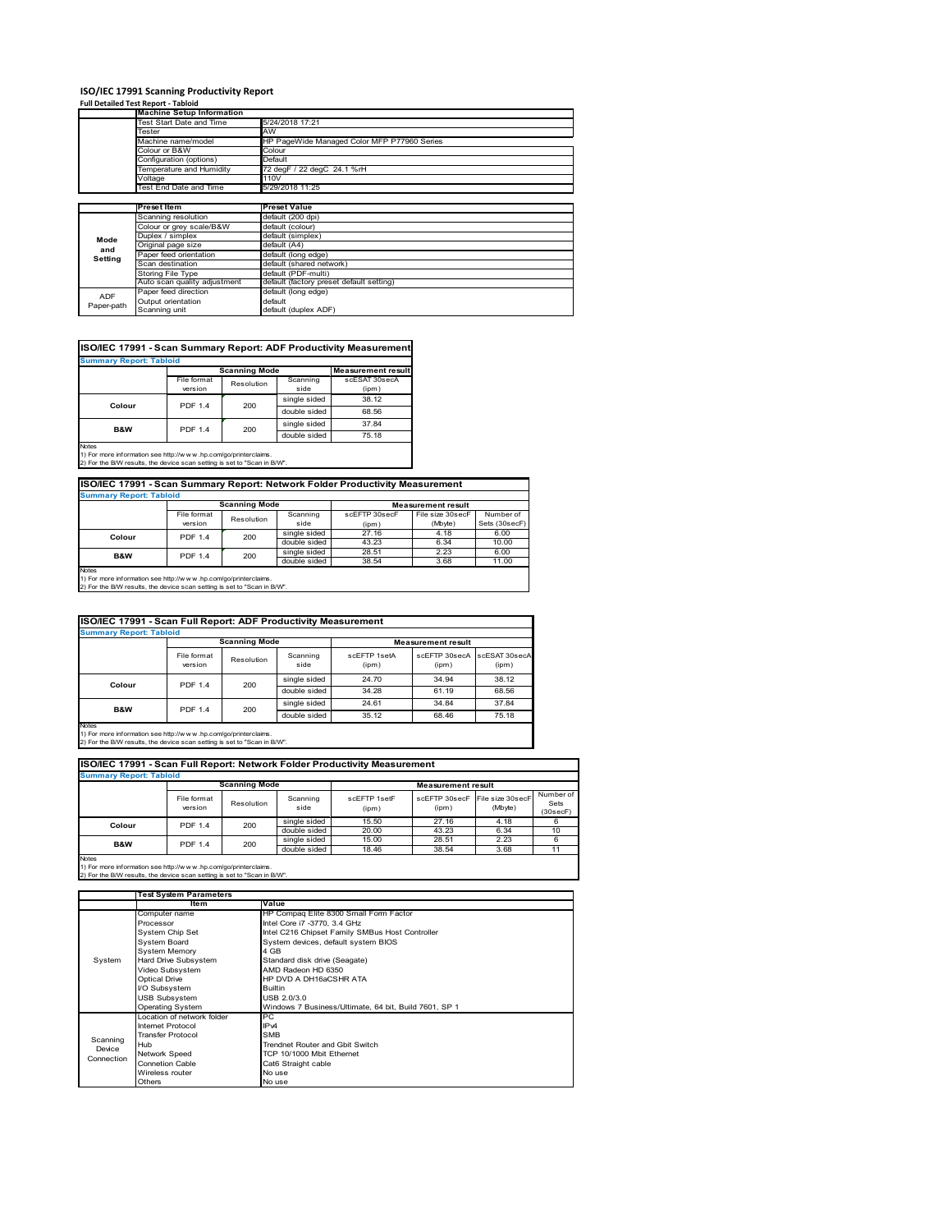# ISO/IEC 17991 Scanning Productivity Report

**Full Detailed Test Report - Tabloid**

| | Machine Setup Information | |
|---|---|---|
| | Test Start Date and Time | 5/24/2018 17:21 |
| | Tester | AW |
| | Machine name/model | HP PageWide Managed Color MFP P77960 Series |
| | Colour or B&W | Colour |
| | Configuration (options) | Default |
| | Temperature and Humidity | 72 degF / 22 degC 24.1 %rH |
| | Voltage | 110V |
| | Test End Date and Time | 5/29/2018 11:25 |

| | Preset Item | Preset Value |
|---|---|---|
| Mode and Setting | Scanning resolution | default (200 dpi) |
| | Colour or grey scale/B&W | default (colour) |
| | Duplex / simplex | default (simplex) |
| | Original page size | default (A4) |
| | Paper feed orientation | default (long edge) |
| | Scan destination | default (shared network) |
| | Storing File Type | default (PDF-multi) |
| | Auto scan quality adjustment | default (factory preset default setting) |
| ADF Paper-path | Paper feed direction | default (long edge) |
| | Output orientation | default |
| | Scanning unit | default (duplex ADF) |

## ISO/IEC 17991 - Scan Summary Report: ADF Productivity Measurement

**Summary Report: Tabloid**

| | Scanning Mode | | | Measurement result |
|---|---|---|---|---|
| | File format version | Resolution | Scanning side | scESAT 30secA (ipm) |
| Colour | PDF 1.4 | 200 | single sided | 38.12 |
| | | | double sided | 68.56 |
| B&W | PDF 1.4 | 200 | single sided | 37.84 |
| | | | double sided | 75.18 |

Notes
1) For more information see http://www.hp.com/go/printerclaims.
2) For the B/W results, the device scan setting is set to "Scan in B/W".

## ISO/IEC 17991 - Scan Summary Report: Network Folder Productivity Measurement

**Summary Report: Tabloid**

| | Scanning Mode | | | Measurement result | | |
|---|---|---|---|---|---|---|
| | File format version | Resolution | Scanning side | scEFTP 30secF (ipm) | File size 30secF (Mbyte) | Number of Sets (30secF) |
| Colour | PDF 1.4 | 200 | single sided | 27.16 | 4.18 | 6.00 |
| | | | double sided | 43.23 | 6.34 | 10.00 |
| B&W | PDF 1.4 | 200 | single sided | 28.51 | 2.23 | 6.00 |
| | | | double sided | 38.54 | 3.68 | 11.00 |

Notes
1) For more information see http://www.hp.com/go/printerclaims.
2) For the B/W results, the device scan setting is set to "Scan in B/W".

## ISO/IEC 17991 - Scan Full Report: ADF Productivity Measurement

**Summary Report: Tabloid**

| | Scanning Mode | | | Measurement result | | |
|---|---|---|---|---|---|---|
| | File format version | Resolution | Scanning side | scEFTP 1setA (ipm) | scEFTP 30secA (ipm) | scESAT 30secA (ipm) |
| Colour | PDF 1.4 | 200 | single sided | 24.70 | 34.94 | 38.12 |
| | | | double sided | 34.28 | 61.19 | 68.56 |
| B&W | PDF 1.4 | 200 | single sided | 24.61 | 34.84 | 37.84 |
| | | | double sided | 35.12 | 68.46 | 75.18 |

Notes
1) For more information see http://www.hp.com/go/printerclaims.
2) For the B/W results, the device scan setting is set to "Scan in B/W".

## ISO/IEC 17991 - Scan Full Report: Network Folder Productivity Measurement

**Summary Report: Tabloid**

| | Scanning Mode | | | Measurement result | | | |
|---|---|---|---|---|---|---|---|
| | File format version | Resolution | Scanning side | scEFTP 1setF (ipm) | scEFTP 30secF (ipm) | File size 30secF (Mbyte) | Number of Sets (30secF) |
| Colour | PDF 1.4 | 200 | single sided | 15.50 | 27.16 | 4.18 | 6 |
| | | | double sided | 20.00 | 43.23 | 6.34 | 10 |
| B&W | PDF 1.4 | 200 | single sided | 15.00 | 28.51 | 2.23 | 6 |
| | | | double sided | 18.46 | 38.54 | 3.68 | 11 |

Notes
1) For more information see http://www.hp.com/go/printerclaims.
2) For the B/W results, the device scan setting is set to "Scan in B/W".

| | Test System Parameters | |
|---|---|---|
| | Item | Value |
| System | Computer name | HP Compaq Elite 8300 Small Form Factor |
| | Processor | Intel Core i7 -3770, 3.4 GHz |
| | System Chip Set | Intel C216 Chipset Family SMBus Host Controller |
| | System Board | System devices, default system BIOS |
| | System Memory | 4 GB |
| | Hard Drive Subsystem | Standard disk drive (Seagate) |
| | Video Subsystem | AMD Radeon HD 6350 |
| | Optical Drive | HP DVD A DH16aCSHR ATA |
| | I/O Subsystem | Builtin |
| | USB Subsystem | USB 2.0/3.0 |
| | Operating System | Windows 7 Business/Ultimate, 64 bit, Build 7601, SP 1 |
| Scanning Device Connection | Location of network folder | PC |
| | Internet Protocol | IPv4 |
| | Transfer Protocol | SMB |
| | Hub | Trendnet Router and Gbit Switch |
| | Network Speed | TCP 10/1000 Mbit Ethernet |
| | Connetion Cable | Cat6 Straight cable |
| | Wireless router | No use |
| | Others | No use |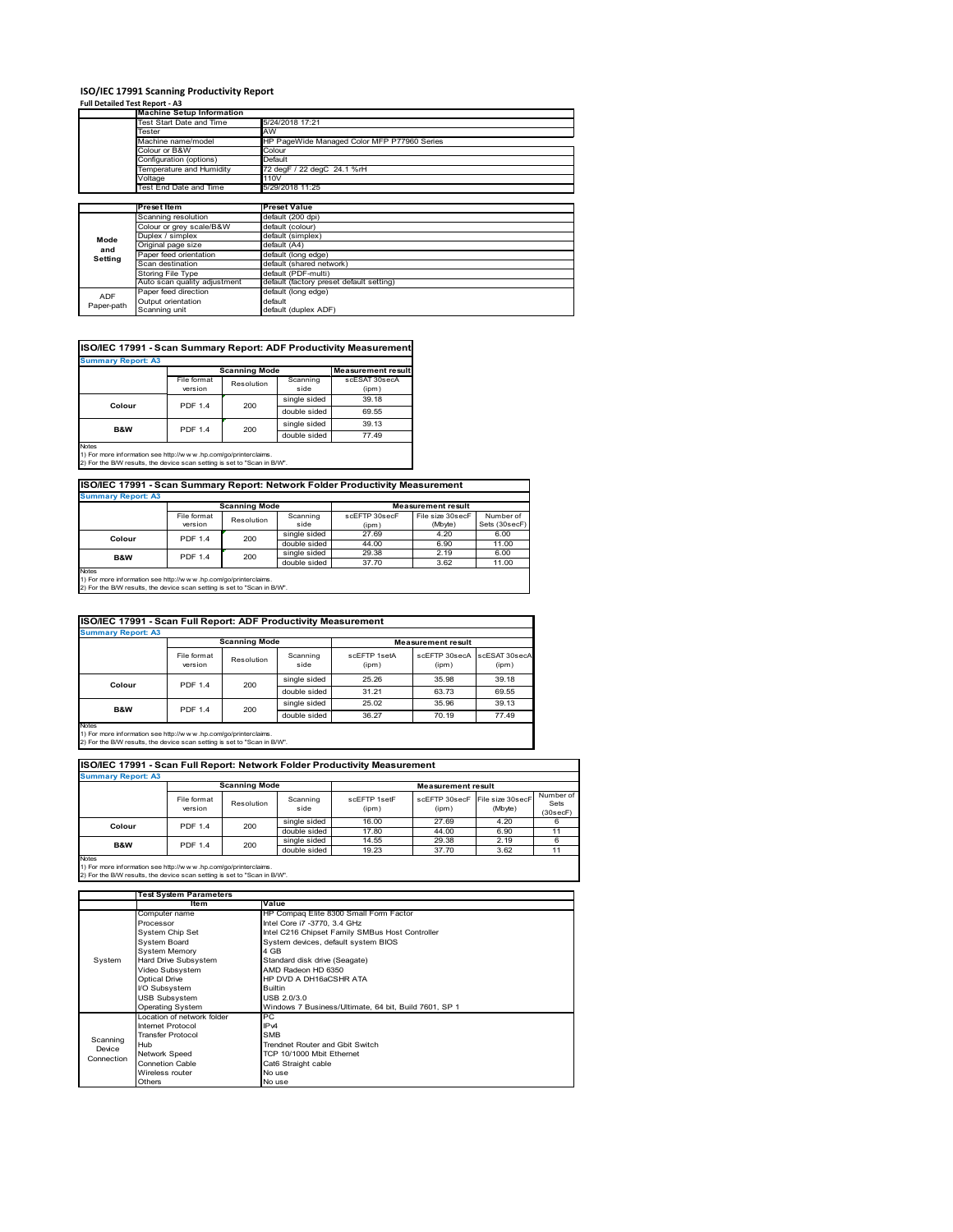# ISO/IEC 17991 Scanning Productivity Report

**Full Detailed Test Report - A3**

| | Machine Setup Information | |
|---|---|---|
| | Test Start Date and Time | 5/24/2018 17:21 |
| | Tester | AW |
| | Machine name/model | HP PageWide Managed Color MFP P77960 Series |
| | Colour or B&W | Colour |
| | Configuration (options) | Default |
| | Temperature and Humidity | 72 degF / 22 degC 24.1 %rH |
| | Voltage | 110V |
| | Test End Date and Time | 5/29/2018 11:25 |

| | Preset Item | Preset Value |
|---|---|---|
| Mode and Setting | Scanning resolution | default (200 dpi) |
| | Colour or grey scale/B&W | default (colour) |
| | Duplex / simplex | default (simplex) |
| | Original page size | default (A4) |
| | Paper feed orientation | default (long edge) |
| | Scan destination | default (shared network) |
| | Storing File Type | default (PDF-multi) |
| | Auto scan quality adjustment | default (factory preset default setting) |
| ADF Paper-path | Paper feed direction | default (long edge) |
| | Output orientation | default |
| | Scanning unit | default (duplex ADF) |

## ISO/IEC 17991 - Scan Summary Report: ADF Productivity Measurement

**Summary Report: A3**

| | Scanning Mode | | | Measurement result |
|---|---|---|---|---|
| | File format version | Resolution | Scanning side | scESAT 30secA (ipm) |
| Colour | PDF 1.4 | 200 | single sided | 39.18 |
| | | | double sided | 69.55 |
| B&W | PDF 1.4 | 200 | single sided | 39.13 |
| | | | double sided | 77.49 |

Notes
1) For more information see http://www.hp.com/go/printerclaims.
2) For the B/W results, the device scan setting is set to "Scan in B/W".

## ISO/IEC 17991 - Scan Summary Report: Network Folder Productivity Measurement

**Summary Report: A3**

| | Scanning Mode | | | Measurement result | | |
|---|---|---|---|---|---|---|
| | File format version | Resolution | Scanning side | scEFTP 30secF (ipm) | File size 30secF (Mbyte) | Number of Sets (30secF) |
| Colour | PDF 1.4 | 200 | single sided | 27.69 | 4.20 | 6.00 |
| | | | double sided | 44.00 | 6.90 | 11.00 |
| B&W | PDF 1.4 | 200 | single sided | 29.38 | 2.19 | 6.00 |
| | | | double sided | 37.70 | 3.62 | 11.00 |

Notes
1) For more information see http://www.hp.com/go/printerclaims.
2) For the B/W results, the device scan setting is set to "Scan in B/W".

## ISO/IEC 17991 - Scan Full Report: ADF Productivity Measurement

**Summary Report: A3**

| | Scanning Mode | | | Measurement result | | |
|---|---|---|---|---|---|---|
| | File format version | Resolution | Scanning side | scEFTP 1setA (ipm) | scEFTP 30secA (ipm) | scESAT 30secA (ipm) |
| Colour | PDF 1.4 | 200 | single sided | 25.26 | 35.98 | 39.18 |
| | | | double sided | 31.21 | 63.73 | 69.55 |
| B&W | PDF 1.4 | 200 | single sided | 25.02 | 35.96 | 39.13 |
| | | | double sided | 36.27 | 70.19 | 77.49 |

Notes
1) For more information see http://www.hp.com/go/printerclaims.
2) For the B/W results, the device scan setting is set to "Scan in B/W".

## ISO/IEC 17991 - Scan Full Report: Network Folder Productivity Measurement

**Summary Report: A3**

| | Scanning Mode | | | Measurement result | | | |
|---|---|---|---|---|---|---|---|
| | File format version | Resolution | Scanning side | scEFTP 1setF (ipm) | scEFTP 30secF (ipm) | File size 30secF (Mbyte) | Number of Sets (30secF) |
| Colour | PDF 1.4 | 200 | single sided | 16.00 | 27.69 | 4.20 | 6 |
| | | | double sided | 17.80 | 44.00 | 6.90 | 11 |
| B&W | PDF 1.4 | 200 | single sided | 14.55 | 29.38 | 2.19 | 6 |
| | | | double sided | 19.23 | 37.70 | 3.62 | 11 |

Notes
1) For more information see http://www.hp.com/go/printerclaims.
2) For the B/W results, the device scan setting is set to "Scan in B/W".

| | Test System Parameters | |
|---|---|---|
| | Item | Value |
| System | Computer name | HP Compaq Elite 8300 Small Form Factor |
| | Processor | Intel Core i7 -3770, 3.4 GHz |
| | System Chip Set | Intel C216 Chipset Family SMBus Host Controller |
| | System Board | System devices, default system BIOS |
| | System Memory | 4 GB |
| | Hard Drive Subsystem | Standard disk drive (Seagate) |
| | Video Subsystem | AMD Radeon HD 6350 |
| | Optical Drive | HP DVD A DH16aCSHR ATA |
| | I/O Subsystem | Builtin |
| | USB Subsystem | USB 2.0/3.0 |
| | Operating System | Windows 7 Business/Ultimate, 64 bit, Build 7601, SP 1 |
| Scanning Device Connection | Location of network folder | PC |
| | Internet Protocol | IPv4 |
| | Transfer Protocol | SMB |
| | Hub | Trendnet Router and Gbit Switch |
| | Network Speed | TCP 10/1000 Mbit Ethernet |
| | Connetion Cable | Cat6 Straight cable |
| | Wireless router | No use |
| | Others | No use |